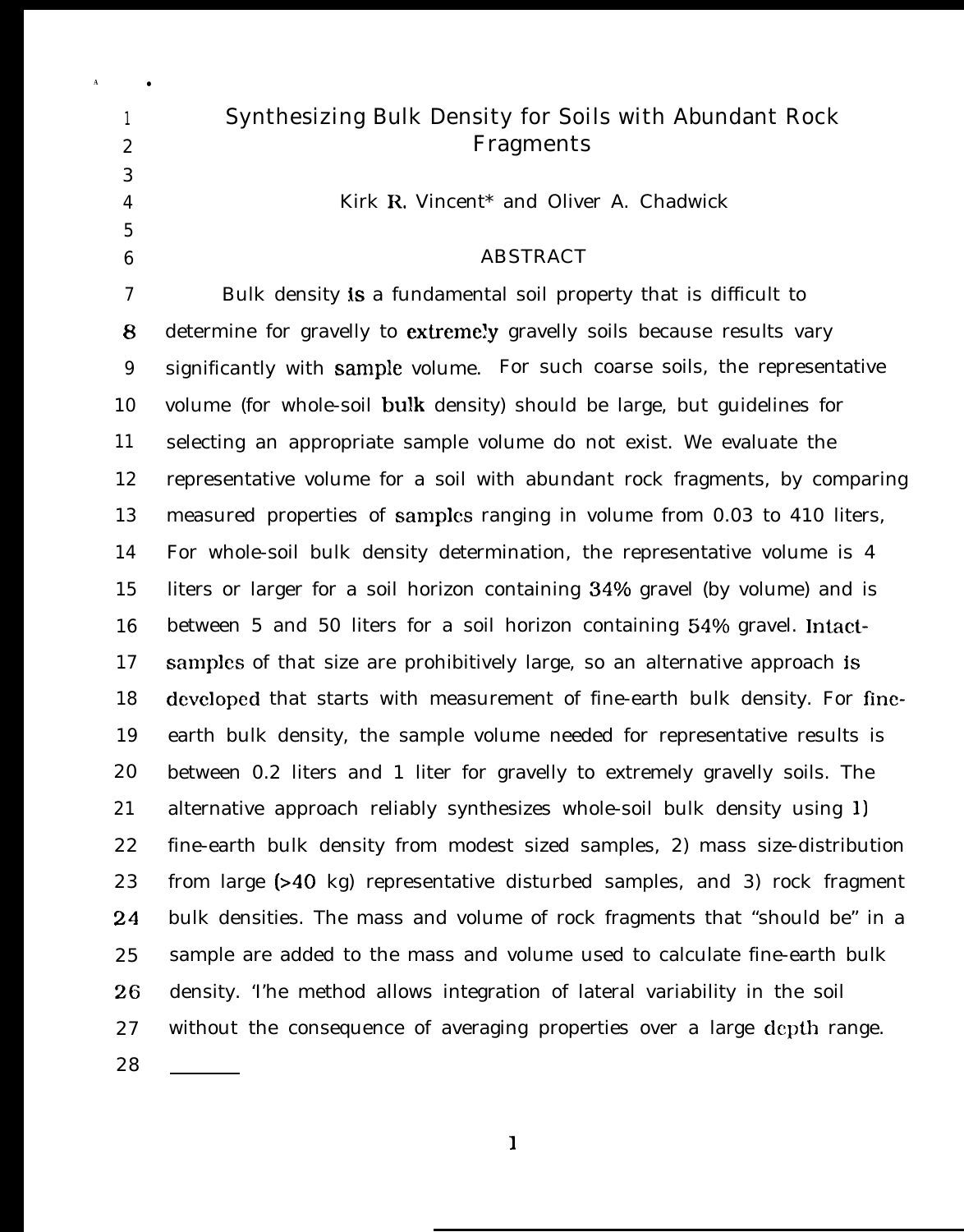# Synthesizing Bulk Density for Soils with Abundant Rock Fragments

Kirk R. Vincent* and Oliver A. Chadwick

## ABSTRACT

Bulk density is a fundamental soil property that is difficult to determine for gravelly to extremely gravelly soils because results vary significantly with sample volume. For such coarse soils, the representative volume (for whole-soil bulk density) should be large, but guidelines for selecting an appropriate sample volume do not exist. We evaluate the representative volume for a soil with abundant rock fragments, by comparing measured properties of samples ranging in volume from 0.03 to 410 liters, For whole-soil bulk density determination, the representative volume is 4 liters or larger for a soil horizon containing 34% gravel (by volume) and is between 5 and 50 liters for a soil horizon containing 54% gravel. Intact-samples of that size are prohibitively large, so an alternative approach is developed that starts with measurement of fine-earth bulk density. For fine-earth bulk density, the sample volume needed for representative results is between 0.2 liters and 1 liter for gravelly to extremely gravelly soils. The alternative approach reliably synthesizes whole-soil bulk density using 1) fine-earth bulk density from modest sized samples, 2) mass size-distribution from large (>40 kg) representative disturbed samples, and 3) rock fragment bulk densities. The mass and volume of rock fragments that "should be" in a sample are added to the mass and volume used to calculate fine-earth bulk density. The method allows integration of lateral variability in the soil without the consequence of averaging properties over a large depth range.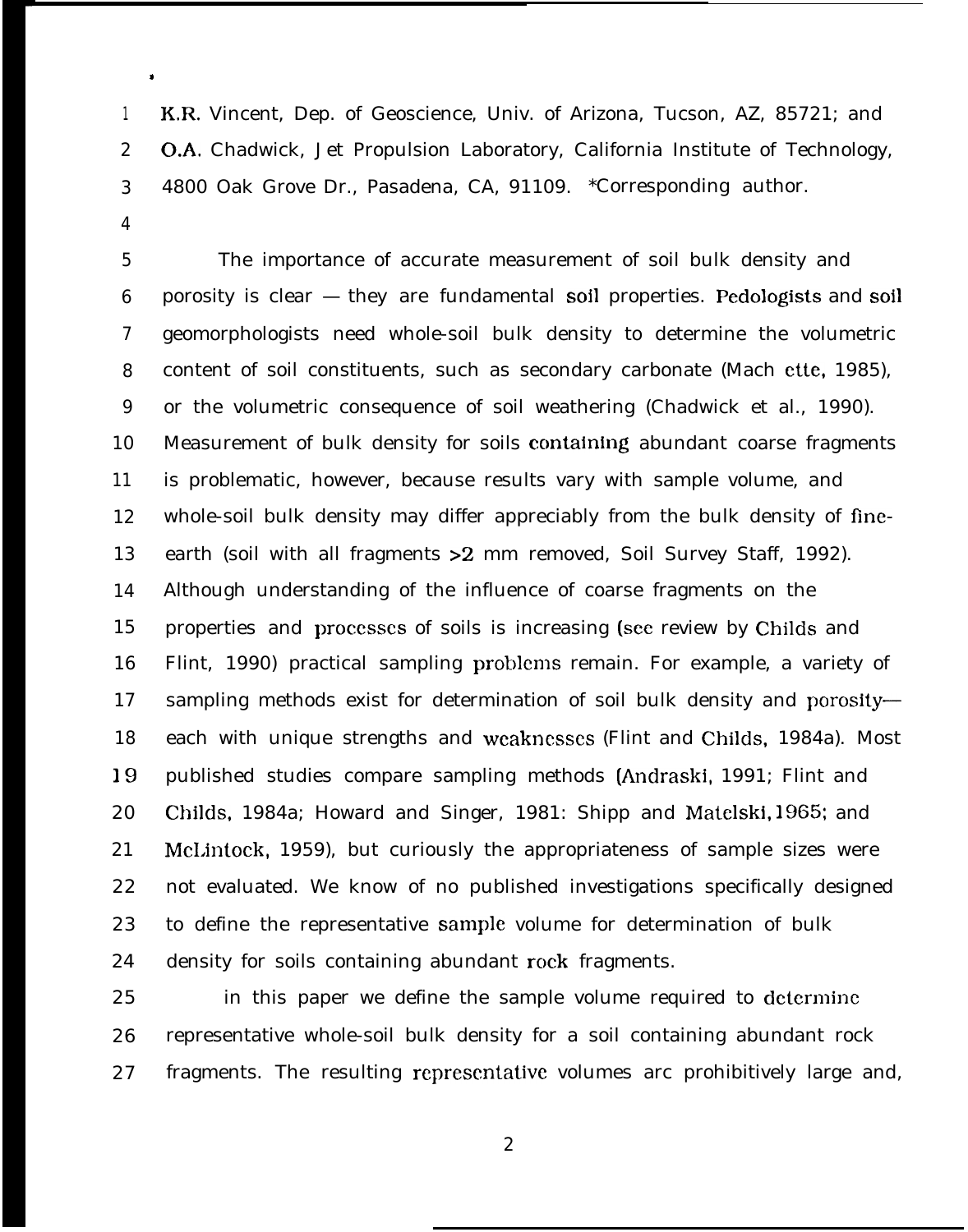K.R. Vincent, Dep. of Geoscience, Univ. of Arizona, Tucson, AZ, 85721; and O.A. Chadwick, Jet Propulsion Laboratory, California Institute of Technology, 4800 Oak Grove Dr., Pasadena, CA, 91109. *Corresponding author.

The importance of accurate measurement of soil bulk density and porosity is clear — they are fundamental soil properties. Pedologists and soil geomorphologists need whole-soil bulk density to determine the volumetric content of soil constituents, such as secondary carbonate (Machette, 1985), or the volumetric consequence of soil weathering (Chadwick et al., 1990). Measurement of bulk density for soils containing abundant coarse fragments is problematic, however, because results vary with sample volume, and whole-soil bulk density may differ appreciably from the bulk density of fine-earth (soil with all fragments >2 mm removed, Soil Survey Staff, 1992). Although understanding of the influence of coarse fragments on the properties and processes of soils is increasing (see review by Childs and Flint, 1990) practical sampling problems remain. For example, a variety of sampling methods exist for determination of soil bulk density and porosity— each with unique strengths and weaknesses (Flint and Childs, 1984a). Most published studies compare sampling methods (Andraski, 1991; Flint and Childs, 1984a; Howard and Singer, 1981: Shipp and Matelski, 1965; and McLintock, 1959), but curiously the appropriateness of sample sizes were not evaluated. We know of no published investigations specifically designed to define the representative sample volume for determination of bulk density for soils containing abundant rock fragments.

in this paper we define the sample volume required to determine representative whole-soil bulk density for a soil containing abundant rock fragments. The resulting representative volumes arc prohibitively large and,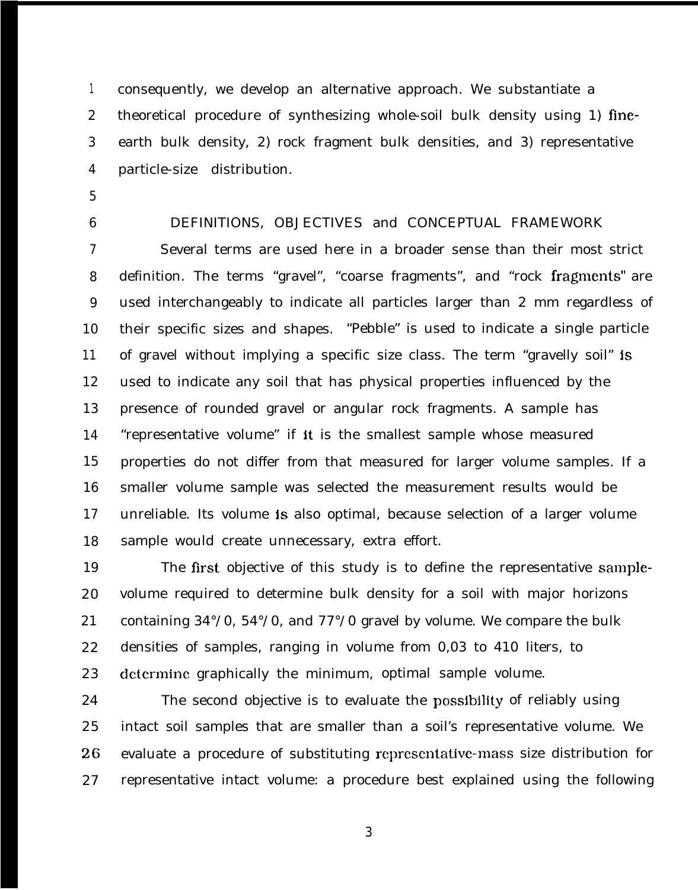consequently, we develop an alternative approach. We substantiate a theoretical procedure of synthesizing whole-soil bulk density using 1) fine-earth bulk density, 2) rock fragment bulk densities, and 3) representative particle-size distribution.

## DEFINITIONS, OBJECTIVES and CONCEPTUAL FRAMEWORK

Several terms are used here in a broader sense than their most strict definition. The terms "gravel", "coarse fragments", and "rock fragments" are used interchangeably to indicate all particles larger than 2 mm regardless of their specific sizes and shapes. "Pebble" is used to indicate a single particle of gravel without implying a specific size class. The term "gravelly soil" is used to indicate any soil that has physical properties influenced by the presence of rounded gravel or angular rock fragments. A sample has "representative volume" if it is the smallest sample whose measured properties do not differ from that measured for larger volume samples. If a smaller volume sample was selected the measurement results would be unreliable. Its volume is also optimal, because selection of a larger volume sample would create unnecessary, extra effort.

The first objective of this study is to define the representative sample-volume required to determine bulk density for a soil with major horizons containing 34%, 54%, and 77% gravel by volume. We compare the bulk densities of samples, ranging in volume from 0,03 to 410 liters, to determine graphically the minimum, optimal sample volume.

The second objective is to evaluate the possibility of reliably using intact soil samples that are smaller than a soil's representative volume. We evaluate a procedure of substituting representative-mass size distribution for representative intact volume: a procedure best explained using the following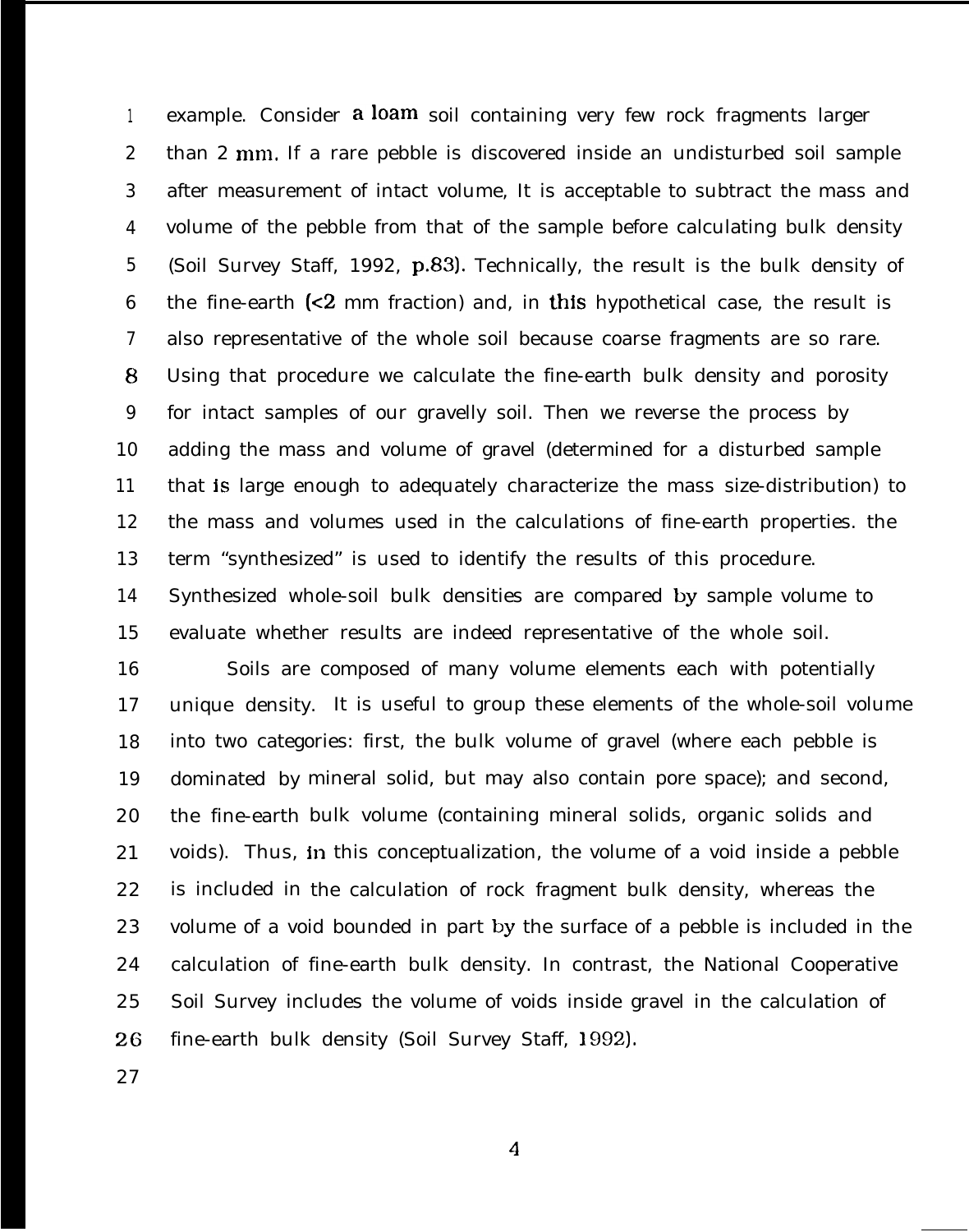example. Consider a loam soil containing very few rock fragments larger than 2 mm. If a rare pebble is discovered inside an undisturbed soil sample after measurement of intact volume, It is acceptable to subtract the mass and volume of the pebble from that of the sample before calculating bulk density (Soil Survey Staff, 1992, p.83). Technically, the result is the bulk density of the fine-earth (<2 mm fraction) and, in this hypothetical case, the result is also representative of the whole soil because coarse fragments are so rare. Using that procedure we calculate the fine-earth bulk density and porosity for intact samples of our gravelly soil. Then we reverse the process by adding the mass and volume of gravel (determined for a disturbed sample that is large enough to adequately characterize the mass size-distribution) to the mass and volumes used in the calculations of fine-earth properties. the term "synthesized" is used to identify the results of this procedure. Synthesized whole-soil bulk densities are compared by sample volume to evaluate whether results are indeed representative of the whole soil.

Soils are composed of many volume elements each with potentially unique density. It is useful to group these elements of the whole-soil volume into two categories: first, the bulk volume of gravel (where each pebble is dominated by mineral solid, but may also contain pore space); and second, the fine-earth bulk volume (containing mineral solids, organic solids and voids). Thus, in this conceptualization, the volume of a void inside a pebble is included in the calculation of rock fragment bulk density, whereas the volume of a void bounded in part by the surface of a pebble is included in the calculation of fine-earth bulk density. In contrast, the National Cooperative Soil Survey includes the volume of voids inside gravel in the calculation of fine-earth bulk density (Soil Survey Staff, 1992).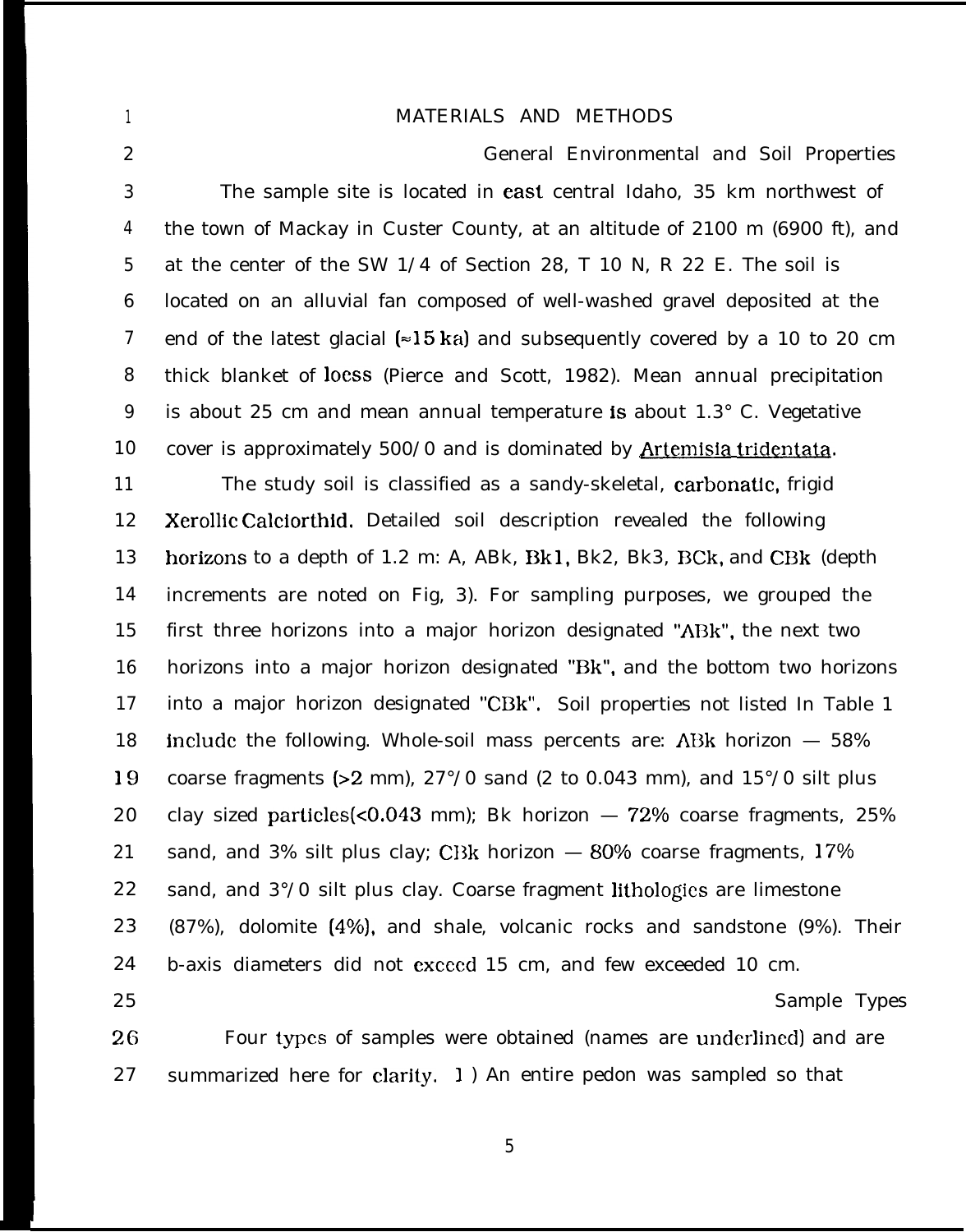# MATERIALS AND METHODS

## General Environmental and Soil Properties

The sample site is located in east central Idaho, 35 km northwest of the town of Mackay in Custer County, at an altitude of 2100 m (6900 ft), and at the center of the SW 1/4 of Section 28, T 10 N, R 22 E. The soil is located on an alluvial fan composed of well-washed gravel deposited at the end of the latest glacial (≈15 ka) and subsequently covered by a 10 to 20 cm thick blanket of locss (Pierce and Scott, 1982). Mean annual precipitation is about 25 cm and mean annual temperature is about 1.3° C. Vegetative cover is approximately 500/0 and is dominated by <u>Artemisia tridentata</u>.

The study soil is classified as a sandy-skeletal, carbonatic, frigid Xerollic Calciorthid. Detailed soil description revealed the following horizons to a depth of 1.2 m: A, ABk, Bk1, Bk2, Bk3, BCk, and CBk (depth increments are noted on Fig, 3). For sampling purposes, we grouped the first three horizons into a major horizon designated "ABk", the next two horizons into a major horizon designated "Bk", and the bottom two horizons into a major horizon designated "CBk". Soil properties not listed In Table 1 includc the following. Whole-soil mass percents are: ABk horizon — 58% coarse fragments (>2 mm), 27°/0 sand (2 to 0.043 mm), and 15°/0 silt plus clay sized particles(<0.043 mm); Bk horizon — 72% coarse fragments, 25% sand, and 3% silt plus clay; CBk horizon — 80% coarse fragments, 17% sand, and 3°/0 silt plus clay. Coarse fragment lithologies are limestone (87%), dolomite (4%), and shale, volcanic rocks and sandstone (9%). Their b-axis diameters did not exceed 15 cm, and few exceeded 10 cm.

## Sample Types

Four types of samples were obtained (names are underlined) and are summarized here for clarity. 1 ) An entire pedon was sampled so that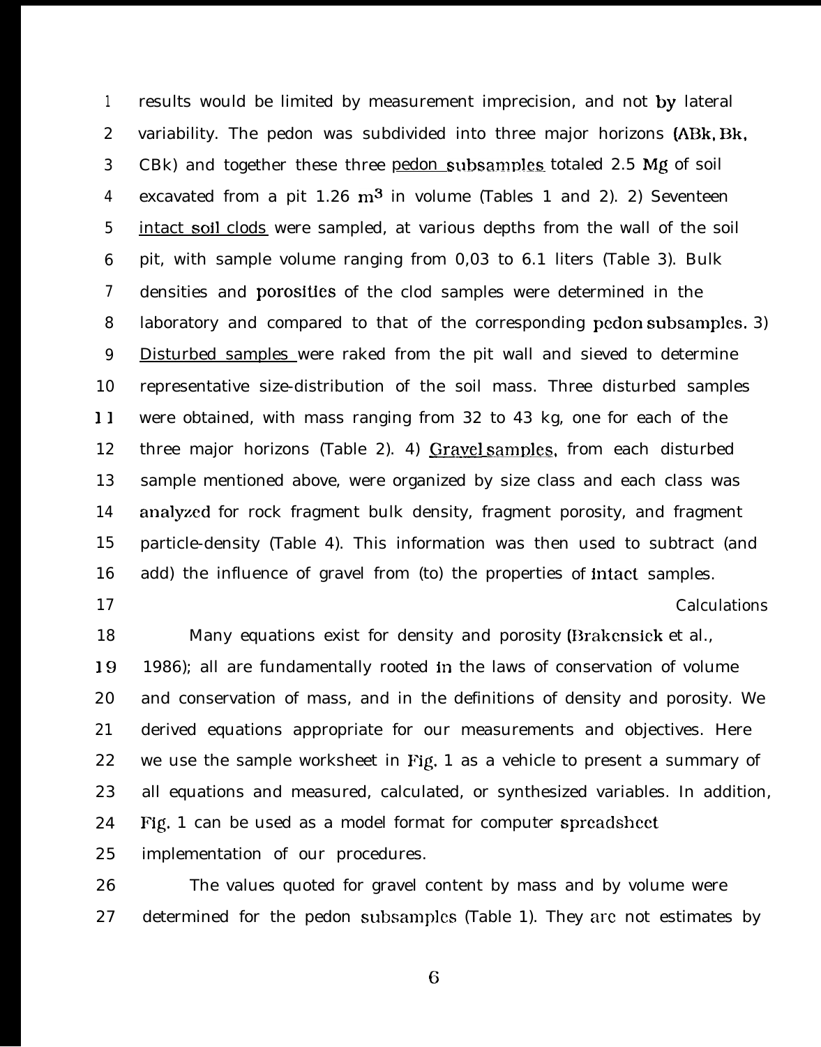results would be limited by measurement imprecision, and not by lateral variability. The pedon was subdivided into three major horizons (ABk, Bk, CBk) and together these three pedon subsamples totaled 2.5 Mg of soil excavated from a pit 1.26 $m^3$ in volume (Tables 1 and 2). 2) Seventeen intact soil clods were sampled, at various depths from the wall of the soil pit, with sample volume ranging from 0,03 to 6.1 liters (Table 3). Bulk densities and porosities of the clod samples were determined in the laboratory and compared to that of the corresponding pedon subsamples. 3) Disturbed samples were raked from the pit wall and sieved to determine representative size-distribution of the soil mass. Three disturbed samples were obtained, with mass ranging from 32 to 43 kg, one for each of the three major horizons (Table 2). 4) Gravel samples, from each disturbed sample mentioned above, were organized by size class and each class was analyzed for rock fragment bulk density, fragment porosity, and fragment particle-density (Table 4). This information was then used to subtract (and add) the influence of gravel from (to) the properties of intact samples.

## Calculations

Many equations exist for density and porosity (Brakensiek et al., 1986); all are fundamentally rooted in the laws of conservation of volume and conservation of mass, and in the definitions of density and porosity. We derived equations appropriate for our measurements and objectives. Here we use the sample worksheet in Fig. 1 as a vehicle to present a summary of all equations and measured, calculated, or synthesized variables. In addition, Fig. 1 can be used as a model format for computer spreadsheet implementation of our procedures.

The values quoted for gravel content by mass and by volume were determined for the pedon subsamples (Table 1). They are not estimates by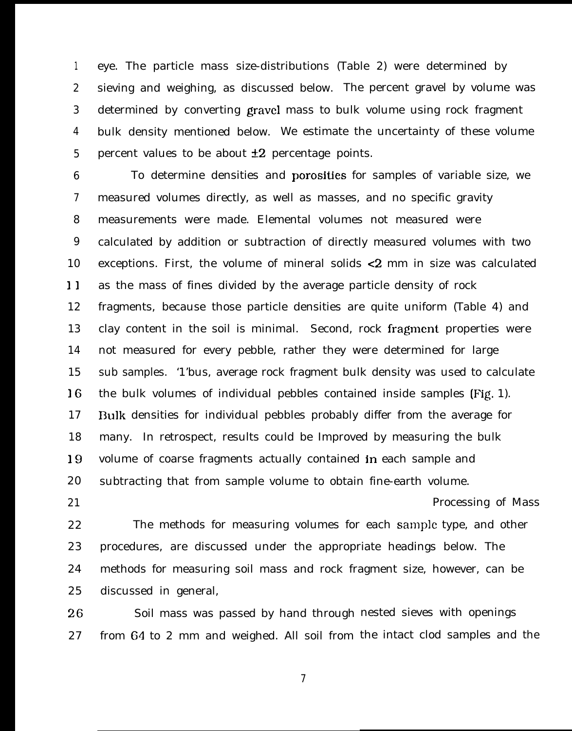eye. The particle mass size-distributions (Table 2) were determined by sieving and weighing, as discussed below. The percent gravel by volume was determined by converting gravel mass to bulk volume using rock fragment bulk density mentioned below. We estimate the uncertainty of these volume percent values to be about ±2 percentage points.

To determine densities and porosities for samples of variable size, we measured volumes directly, as well as masses, and no specific gravity measurements were made. Elemental volumes not measured were calculated by addition or subtraction of directly measured volumes with two exceptions. First, the volume of mineral solids <2 mm in size was calculated as the mass of fines divided by the average particle density of rock fragments, because those particle densities are quite uniform (Table 4) and clay content in the soil is minimal. Second, rock fragment properties were not measured for every pebble, rather they were determined for large sub samples. Thus, average rock fragment bulk density was used to calculate the bulk volumes of individual pebbles contained inside samples (Fig. 1). Bulk densities for individual pebbles probably differ from the average for many. In retrospect, results could be Improved by measuring the bulk volume of coarse fragments actually contained in each sample and subtracting that from sample volume to obtain fine-earth volume.

### Processing of Mass

The methods for measuring volumes for each sample type, and other procedures, are discussed under the appropriate headings below. The methods for measuring soil mass and rock fragment size, however, can be discussed in general,

Soil mass was passed by hand through nested sieves with openings from 64 to 2 mm and weighed. All soil from the intact clod samples and the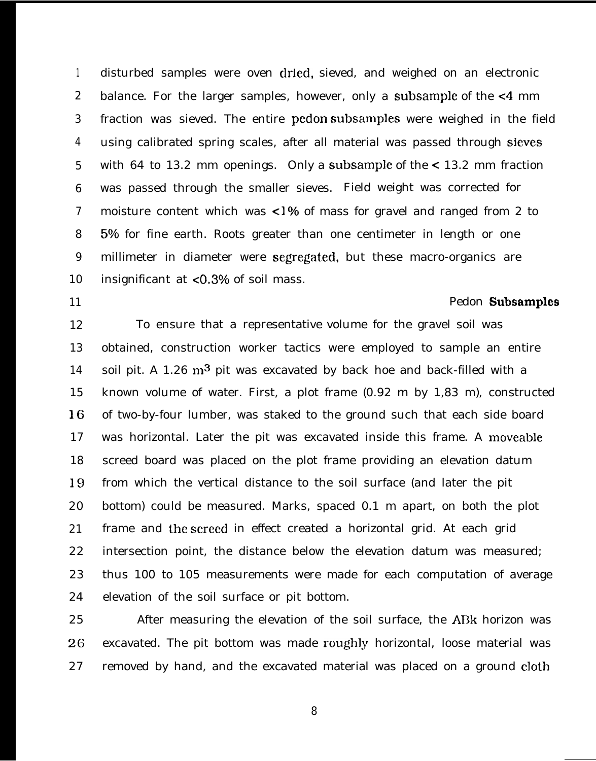disturbed samples were oven dried, sieved, and weighed on an electronic balance. For the larger samples, however, only a subsample of the <4 mm fraction was sieved. The entire pedon subsamples were weighed in the field using calibrated spring scales, after all material was passed through sieves with 64 to 13.2 mm openings. Only a subsample of the < 13.2 mm fraction was passed through the smaller sieves. Field weight was corrected for moisture content which was <1% of mass for gravel and ranged from 2 to 5% for fine earth. Roots greater than one centimeter in length or one millimeter in diameter were segregated, but these macro-organics are insignificant at <0.3% of soil mass.

### Pedon Subsamples

To ensure that a representative volume for the gravel soil was obtained, construction worker tactics were employed to sample an entire soil pit. A 1.26 $m^3$ pit was excavated by back hoe and back-filled with a known volume of water. First, a plot frame (0.92 m by 1,83 m), constructed of two-by-four lumber, was staked to the ground such that each side board was horizontal. Later the pit was excavated inside this frame. A moveable screed board was placed on the plot frame providing an elevation datum from which the vertical distance to the soil surface (and later the pit bottom) could be measured. Marks, spaced 0.1 m apart, on both the plot frame and the screed in effect created a horizontal grid. At each grid intersection point, the distance below the elevation datum was measured; thus 100 to 105 measurements were made for each computation of average elevation of the soil surface or pit bottom.

After measuring the elevation of the soil surface, the ABk horizon was excavated. The pit bottom was made roughly horizontal, loose material was removed by hand, and the excavated material was placed on a ground cloth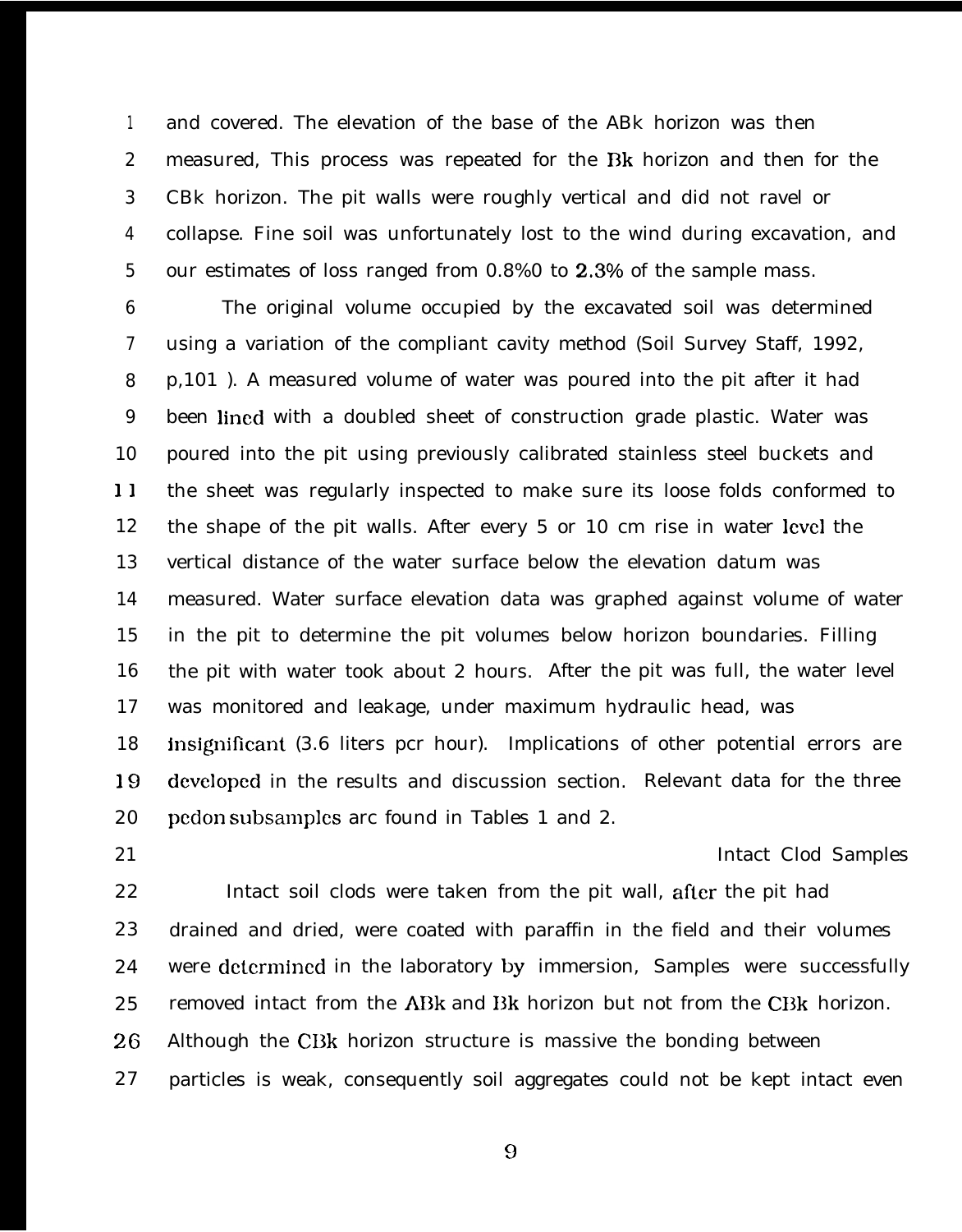and covered. The elevation of the base of the ABk horizon was then measured, This process was repeated for the Bk horizon and then for the CBk horizon. The pit walls were roughly vertical and did not ravel or collapse. Fine soil was unfortunately lost to the wind during excavation, and our estimates of loss ranged from 0.8%0 to 2.3% of the sample mass.

The original volume occupied by the excavated soil was determined using a variation of the compliant cavity method (Soil Survey Staff, 1992, p,101 ). A measured volume of water was poured into the pit after it had been lined with a doubled sheet of construction grade plastic. Water was poured into the pit using previously calibrated stainless steel buckets and the sheet was regularly inspected to make sure its loose folds conformed to the shape of the pit walls. After every 5 or 10 cm rise in water level the vertical distance of the water surface below the elevation datum was measured. Water surface elevation data was graphed against volume of water in the pit to determine the pit volumes below horizon boundaries. Filling the pit with water took about 2 hours. After the pit was full, the water level was monitored and leakage, under maximum hydraulic head, was insignificant (3.6 liters pcr hour). Implications of other potential errors are developed in the results and discussion section. Relevant data for the three pedon subsamples arc found in Tables 1 and 2.

### Intact Clod Samples

Intact soil clods were taken from the pit wall, after the pit had drained and dried, were coated with paraffin in the field and their volumes were determined in the laboratory by immersion, Samples were successfully removed intact from the ABk and Bk horizon but not from the CBk horizon. Although the CBk horizon structure is massive the bonding between particles is weak, consequently soil aggregates could not be kept intact even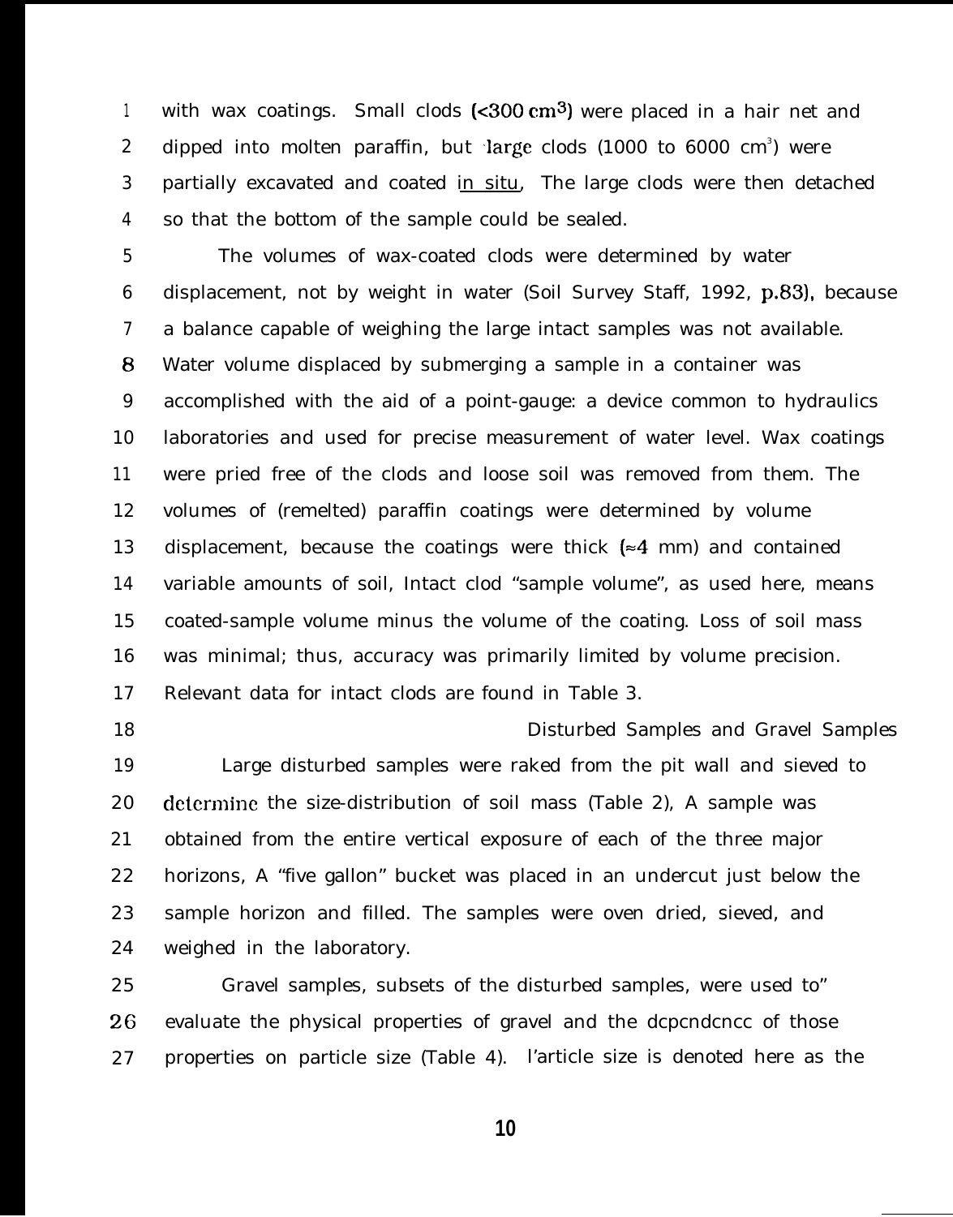with wax coatings. Small clods ($<300$ cm$^3$) were placed in a hair net and dipped into molten paraffin, but large clods (1000 to 6000 cm$^3$) were partially excavated and coated in situ, The large clods were then detached so that the bottom of the sample could be sealed.

The volumes of wax-coated clods were determined by water displacement, not by weight in water (Soil Survey Staff, 1992, p.83), because a balance capable of weighing the large intact samples was not available. Water volume displaced by submerging a sample in a container was accomplished with the aid of a point-gauge: a device common to hydraulics laboratories and used for precise measurement of water level. Wax coatings were pried free of the clods and loose soil was removed from them. The volumes of (remelted) paraffin coatings were determined by volume displacement, because the coatings were thick ($\approx 4$ mm) and contained variable amounts of soil, Intact clod "sample volume", as used here, means coated-sample volume minus the volume of the coating. Loss of soil mass was minimal; thus, accuracy was primarily limited by volume precision. Relevant data for intact clods are found in Table 3.

### Disturbed Samples and Gravel Samples

Large disturbed samples were raked from the pit wall and sieved to determine the size-distribution of soil mass (Table 2), A sample was obtained from the entire vertical exposure of each of the three major horizons, A "five gallon" bucket was placed in an undercut just below the sample horizon and filled. The samples were oven dried, sieved, and weighed in the laboratory.

Gravel samples, subsets of the disturbed samples, were used to" evaluate the physical properties of gravel and the dependence of those properties on particle size (Table 4). Particle size is denoted here as the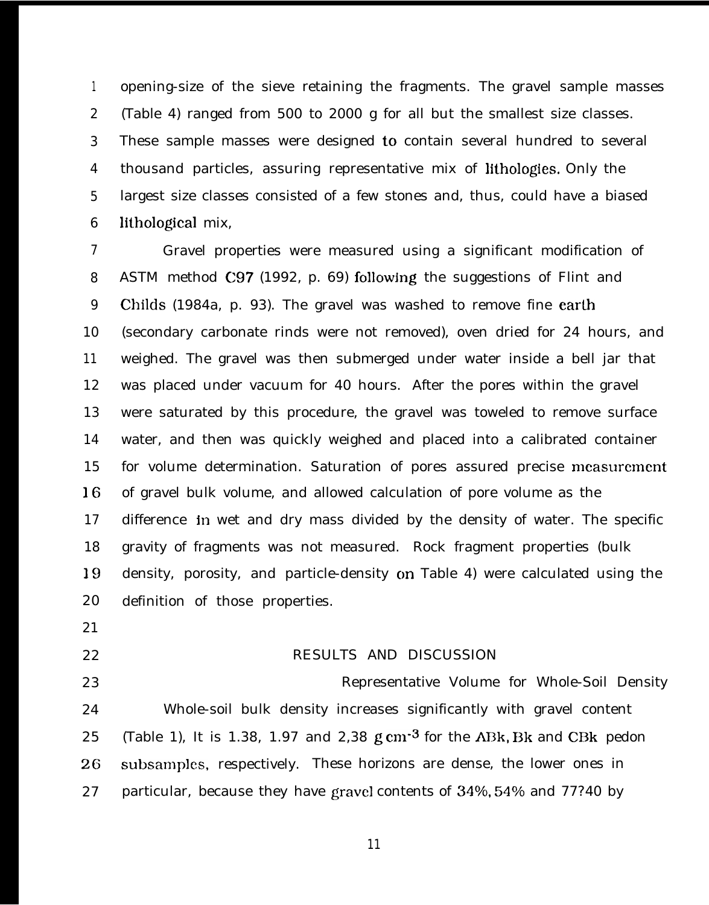opening-size of the sieve retaining the fragments. The gravel sample masses (Table 4) ranged from 500 to 2000 g for all but the smallest size classes. These sample masses were designed to contain several hundred to several thousand particles, assuring representative mix of lithologies. Only the largest size classes consisted of a few stones and, thus, could have a biased lithological mix,

Gravel properties were measured using a significant modification of ASTM method C97 (1992, p. 69) following the suggestions of Flint and Childs (1984a, p. 93). The gravel was washed to remove fine earth (secondary carbonate rinds were not removed), oven dried for 24 hours, and weighed. The gravel was then submerged under water inside a bell jar that was placed under vacuum for 40 hours. After the pores within the gravel were saturated by this procedure, the gravel was toweled to remove surface water, and then was quickly weighed and placed into a calibrated container for volume determination. Saturation of pores assured precise measurement of gravel bulk volume, and allowed calculation of pore volume as the difference in wet and dry mass divided by the density of water. The specific gravity of fragments was not measured. Rock fragment properties (bulk density, porosity, and particle-density on Table 4) were calculated using the definition of those properties.

## RESULTS AND DISCUSSION

### Representative Volume for Whole-Soil Density

Whole-soil bulk density increases significantly with gravel content (Table 1), It is 1.38, 1.97 and 2,38 g $cm^{-3}$ for the ABk, Bk and CBk pedon subsamples, respectively. These horizons are dense, the lower ones in particular, because they have gravel contents of 34%, 54% and 77?40 by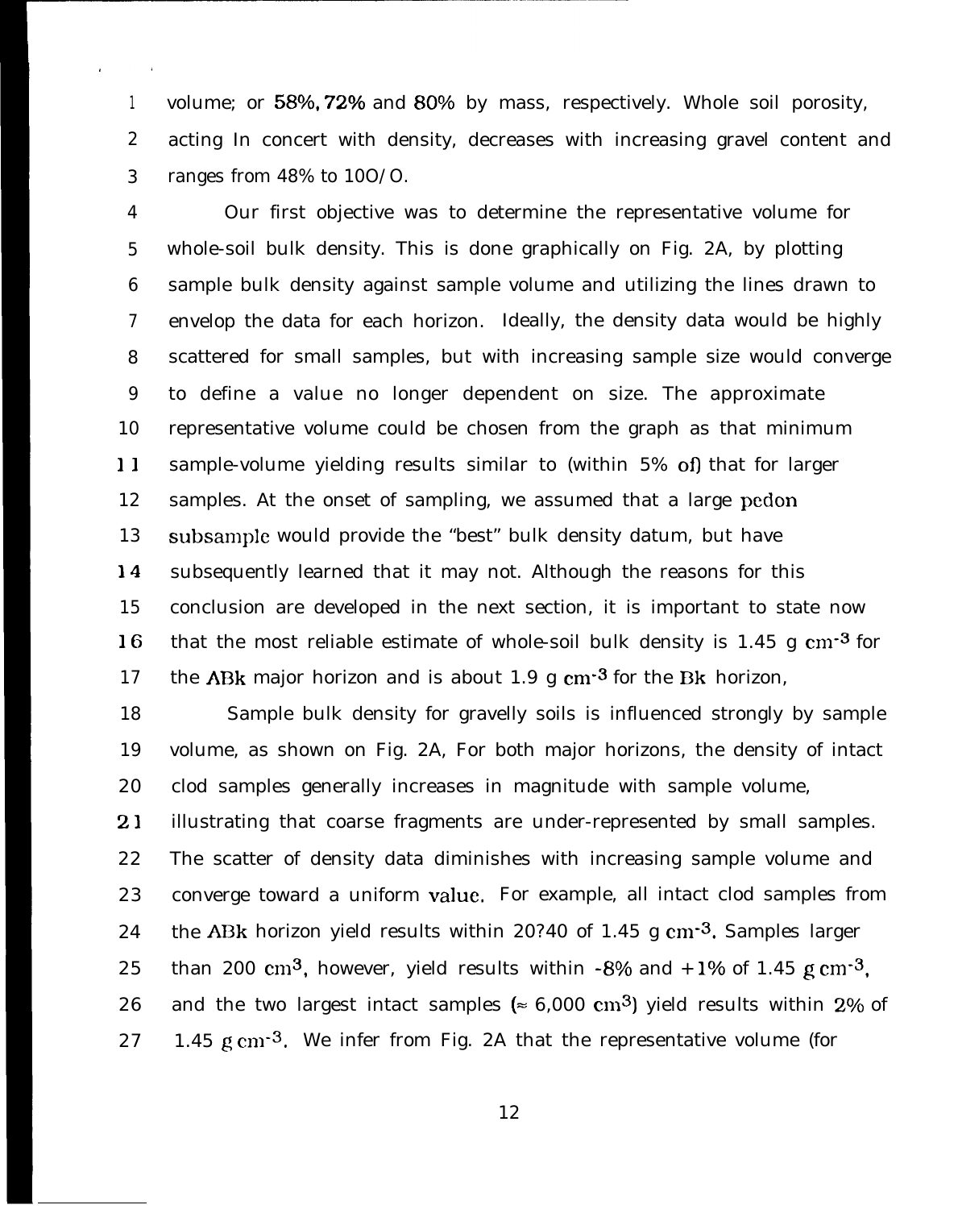volume; or 58%, 72% and 80% by mass, respectively. Whole soil porosity, acting In concert with density, decreases with increasing gravel content and ranges from 48% to 10O/O.

Our first objective was to determine the representative volume for whole-soil bulk density. This is done graphically on Fig. 2A, by plotting sample bulk density against sample volume and utilizing the lines drawn to envelop the data for each horizon. Ideally, the density data would be highly scattered for small samples, but with increasing sample size would converge to define a value no longer dependent on size. The approximate representative volume could be chosen from the graph as that minimum sample-volume yielding results similar to (within 5% of) that for larger samples. At the onset of sampling, we assumed that a large pedon subsample would provide the "best" bulk density datum, but have subsequently learned that it may not. Although the reasons for this conclusion are developed in the next section, it is important to state now that the most reliable estimate of whole-soil bulk density is 1.45 g $cm^{-3}$ for the ABk major horizon and is about 1.9 g $cm^{-3}$ for the Bk horizon,

Sample bulk density for gravelly soils is influenced strongly by sample volume, as shown on Fig. 2A, For both major horizons, the density of intact clod samples generally increases in magnitude with sample volume, illustrating that coarse fragments are under-represented by small samples. The scatter of density data diminishes with increasing sample volume and converge toward a uniform value. For example, all intact clod samples from the ABk horizon yield results within 20?40 of 1.45 g $cm^{-3}$. Samples larger than 200 $cm^3$, however, yield results within -8% and +1% of 1.45 g $cm^{-3}$, and the two largest intact samples ($\approx$ 6,000 $cm^3$) yield results within 2% of 1.45 g $cm^{-3}$. We infer from Fig. 2A that the representative volume (for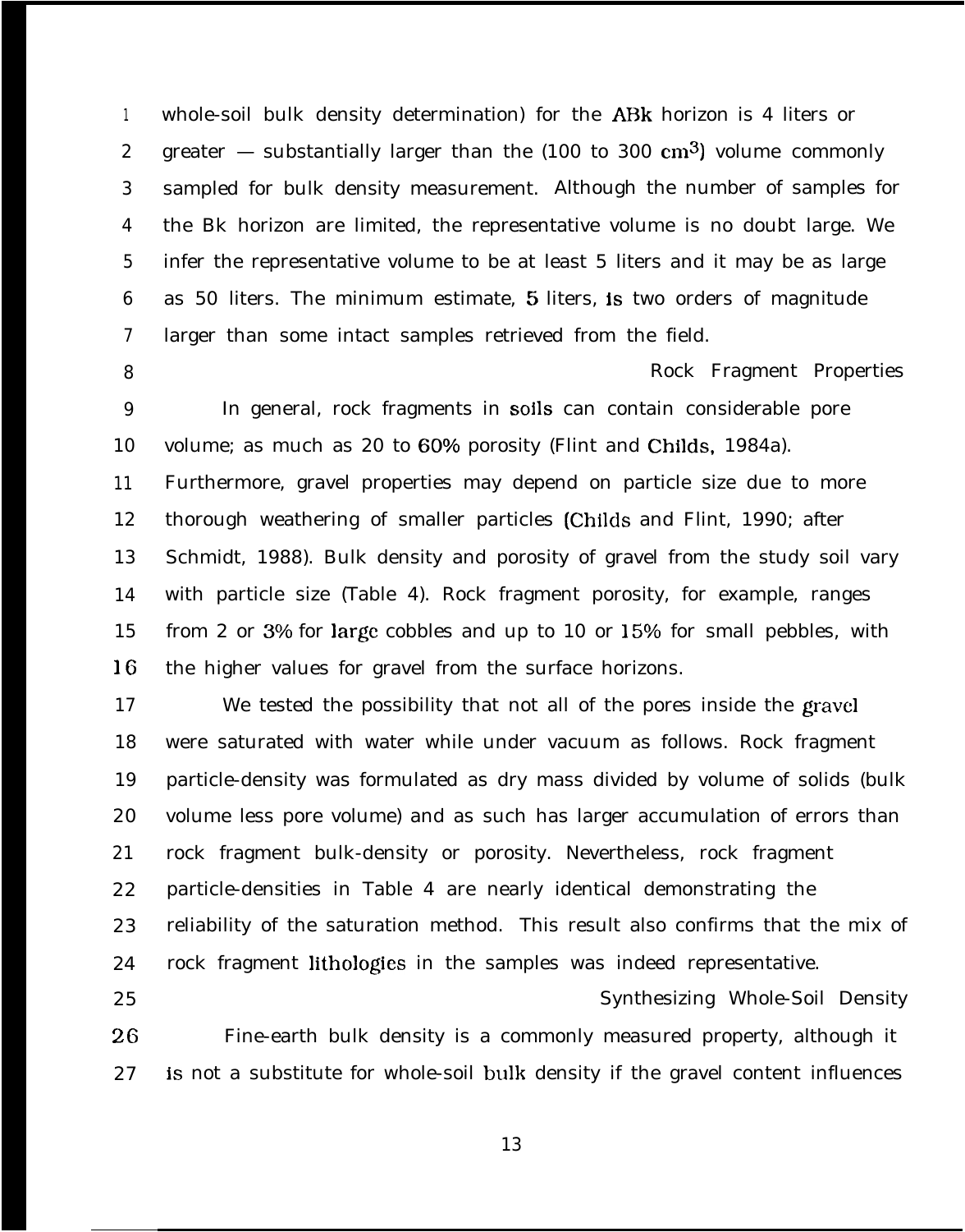whole-soil bulk density determination) for the ABk horizon is 4 liters or greater — substantially larger than the (100 to 300 $cm^3$) volume commonly sampled for bulk density measurement. Although the number of samples for the Bk horizon are limited, the representative volume is no doubt large. We infer the representative volume to be at least 5 liters and it may be as large as 50 liters. The minimum estimate, 5 liters, is two orders of magnitude larger than some intact samples retrieved from the field.

### Rock Fragment Properties

In general, rock fragments in soils can contain considerable pore volume; as much as 20 to 60% porosity (Flint and Childs, 1984a). Furthermore, gravel properties may depend on particle size due to more thorough weathering of smaller particles (Childs and Flint, 1990; after Schmidt, 1988). Bulk density and porosity of gravel from the study soil vary with particle size (Table 4). Rock fragment porosity, for example, ranges from 2 or 3% for large cobbles and up to 10 or 15% for small pebbles, with the higher values for gravel from the surface horizons.

We tested the possibility that not all of the pores inside the gravel were saturated with water while under vacuum as follows. Rock fragment particle-density was formulated as dry mass divided by volume of solids (bulk volume less pore volume) and as such has larger accumulation of errors than rock fragment bulk-density or porosity. Nevertheless, rock fragment particle-densities in Table 4 are nearly identical demonstrating the reliability of the saturation method. This result also confirms that the mix of rock fragment lithologies in the samples was indeed representative.

### Synthesizing Whole-Soil Density

Fine-earth bulk density is a commonly measured property, although it is not a substitute for whole-soil bulk density if the gravel content influences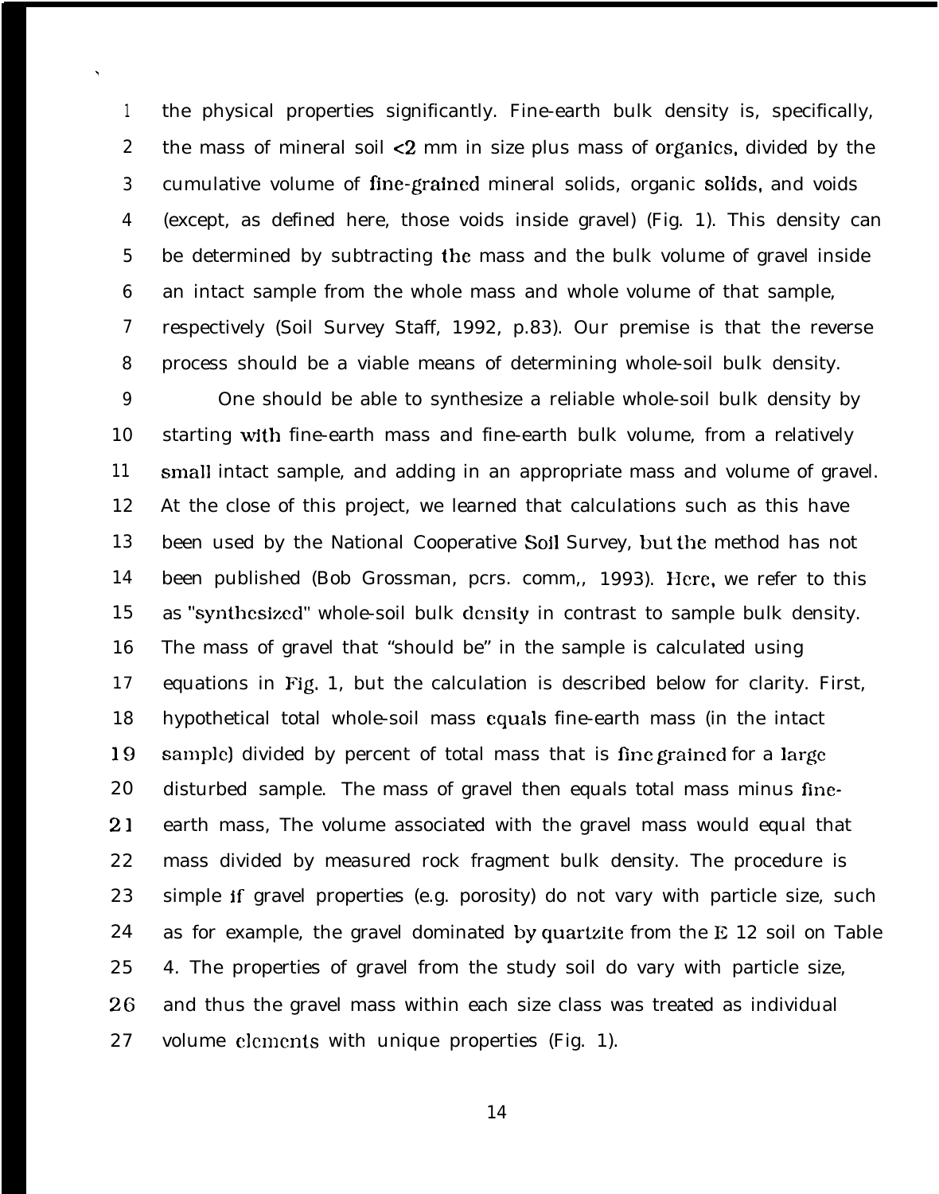the physical properties significantly. Fine-earth bulk density is, specifically, the mass of mineral soil <2 mm in size plus mass of organics, divided by the cumulative volume of fine-grained mineral solids, organic solids, and voids (except, as defined here, those voids inside gravel) (Fig. 1). This density can be determined by subtracting the mass and the bulk volume of gravel inside an intact sample from the whole mass and whole volume of that sample, respectively (Soil Survey Staff, 1992, p.83). Our premise is that the reverse process should be a viable means of determining whole-soil bulk density.

One should be able to synthesize a reliable whole-soil bulk density by starting with fine-earth mass and fine-earth bulk volume, from a relatively small intact sample, and adding in an appropriate mass and volume of gravel. At the close of this project, we learned that calculations such as this have been used by the National Cooperative Soil Survey, but the method has not been published (Bob Grossman, pers. comm,, 1993). Here, we refer to this as "synthesized" whole-soil bulk density in contrast to sample bulk density. The mass of gravel that "should be" in the sample is calculated using equations in Fig. 1, but the calculation is described below for clarity. First, hypothetical total whole-soil mass equals fine-earth mass (in the intact sample) divided by percent of total mass that is fine grained for a large disturbed sample. The mass of gravel then equals total mass minus fine-earth mass, The volume associated with the gravel mass would equal that mass divided by measured rock fragment bulk density. The procedure is simple if gravel properties (e.g. porosity) do not vary with particle size, such as for example, the gravel dominated by quartzite from the E 12 soil on Table 4. The properties of gravel from the study soil do vary with particle size, and thus the gravel mass within each size class was treated as individual volume elements with unique properties (Fig. 1).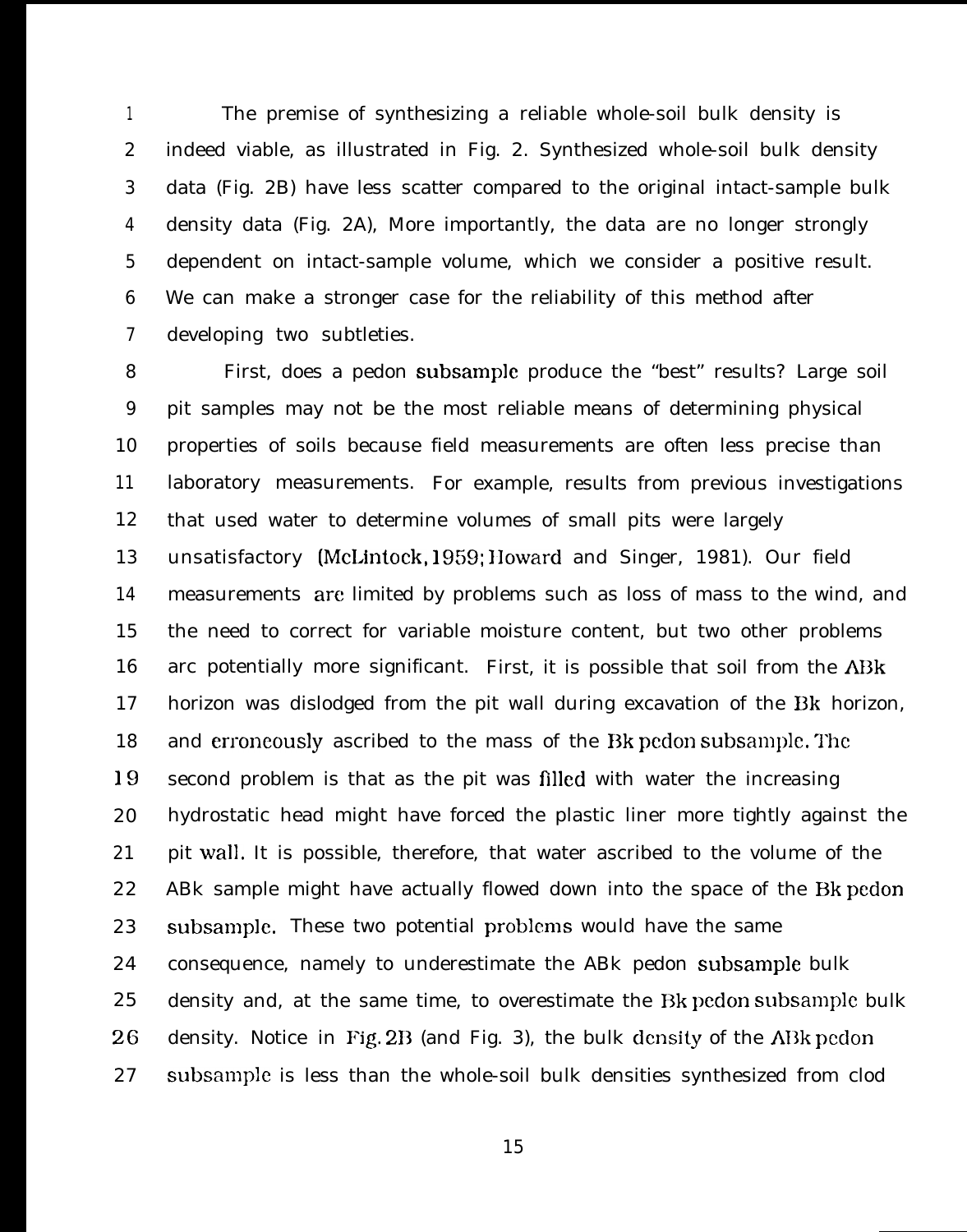The premise of synthesizing a reliable whole-soil bulk density is indeed viable, as illustrated in Fig. 2. Synthesized whole-soil bulk density data (Fig. 2B) have less scatter compared to the original intact-sample bulk density data (Fig. 2A), More importantly, the data are no longer strongly dependent on intact-sample volume, which we consider a positive result. We can make a stronger case for the reliability of this method after developing two subtleties.

First, does a pedon subsample produce the "best" results? Large soil pit samples may not be the most reliable means of determining physical properties of soils because field measurements are often less precise than laboratory measurements. For example, results from previous investigations that used water to determine volumes of small pits were largely unsatisfactory (McLintock, 1959; Howard and Singer, 1981). Our field measurements are limited by problems such as loss of mass to the wind, and the need to correct for variable moisture content, but two other problems are potentially more significant. First, it is possible that soil from the ABk horizon was dislodged from the pit wall during excavation of the Bk horizon, and erroneously ascribed to the mass of the Bk pedon subsample. The second problem is that as the pit was filled with water the increasing hydrostatic head might have forced the plastic liner more tightly against the pit wall. It is possible, therefore, that water ascribed to the volume of the ABk sample might have actually flowed down into the space of the Bk pedon subsample. These two potential problems would have the same consequence, namely to underestimate the ABk pedon subsample bulk density and, at the same time, to overestimate the Bk pedon subsample bulk density. Notice in Fig. 2B (and Fig. 3), the bulk density of the ABk pedon subsample is less than the whole-soil bulk densities synthesized from clod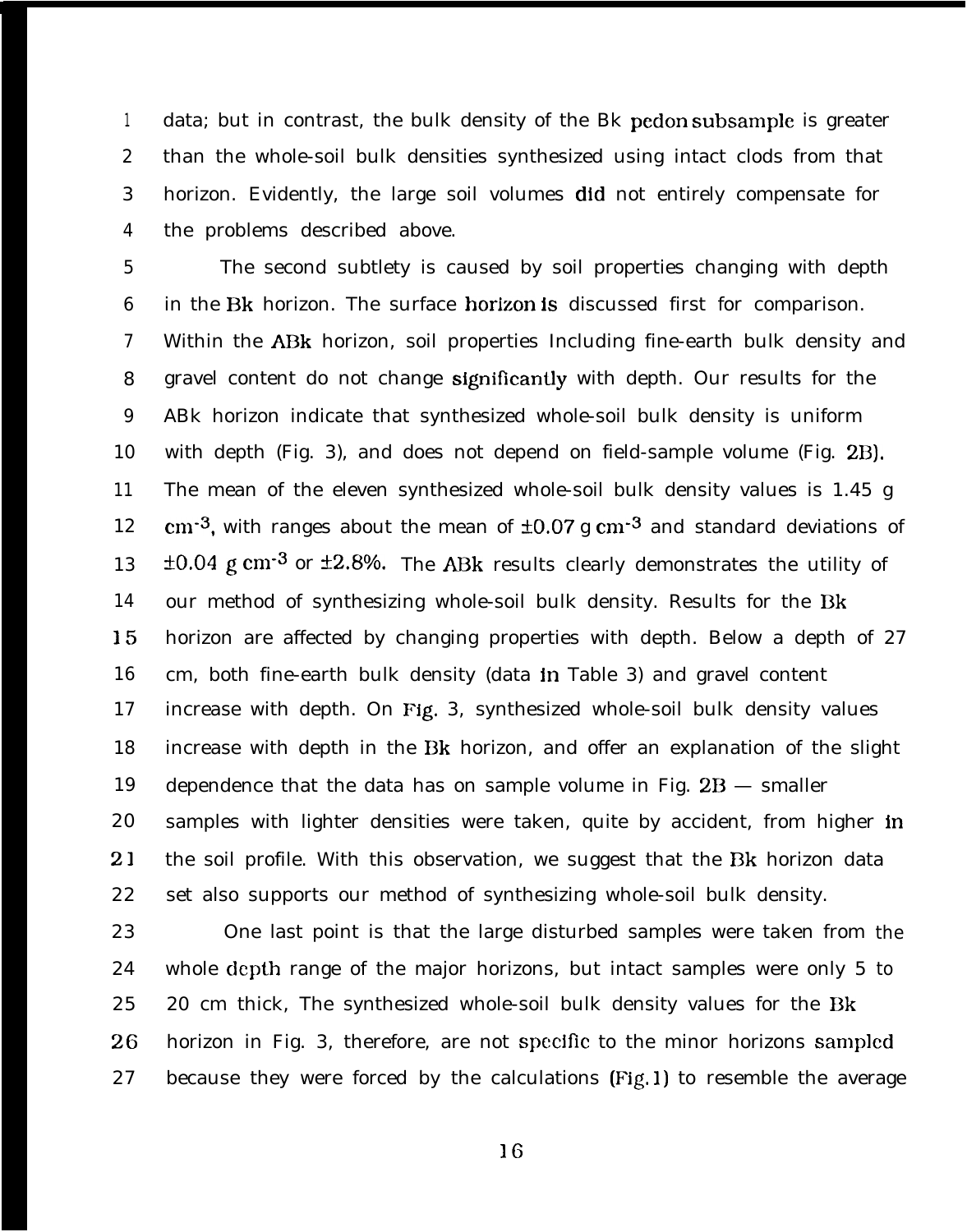data; but in contrast, the bulk density of the Bk pedon subsample is greater than the whole-soil bulk densities synthesized using intact clods from that horizon. Evidently, the large soil volumes did not entirely compensate for the problems described above.

The second subtlety is caused by soil properties changing with depth in the Bk horizon. The surface horizon is discussed first for comparison. Within the ABk horizon, soil properties Including fine-earth bulk density and gravel content do not change significantly with depth. Our results for the ABk horizon indicate that synthesized whole-soil bulk density is uniform with depth (Fig. 3), and does not depend on field-sample volume (Fig. 2B). The mean of the eleven synthesized whole-soil bulk density values is 1.45 g $cm^{-3}$, with ranges about the mean of $\pm 0.07$ g $cm^{-3}$ and standard deviations of $\pm 0.04$ g $cm^{-3}$ or $\pm 2.8\%$. The ABk results clearly demonstrates the utility of our method of synthesizing whole-soil bulk density. Results for the Bk horizon are affected by changing properties with depth. Below a depth of 27 cm, both fine-earth bulk density (data in Table 3) and gravel content increase with depth. On Fig. 3, synthesized whole-soil bulk density values increase with depth in the Bk horizon, and offer an explanation of the slight dependence that the data has on sample volume in Fig. 2B — smaller samples with lighter densities were taken, quite by accident, from higher in the soil profile. With this observation, we suggest that the Bk horizon data set also supports our method of synthesizing whole-soil bulk density.

One last point is that the large disturbed samples were taken from the whole depth range of the major horizons, but intact samples were only 5 to 20 cm thick, The synthesized whole-soil bulk density values for the Bk horizon in Fig. 3, therefore, are not specific to the minor horizons sampled because they were forced by the calculations (Fig. 1) to resemble the average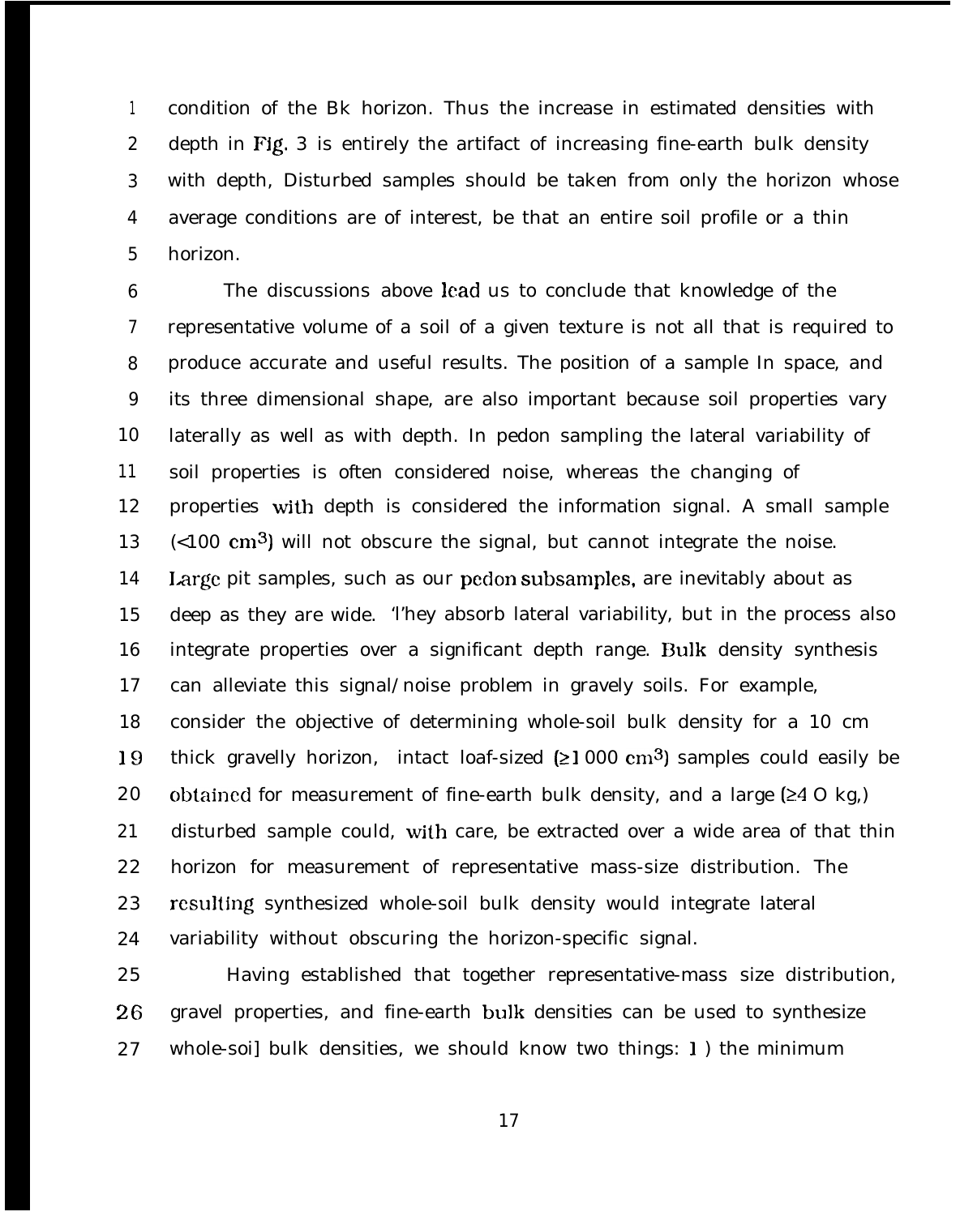condition of the Bk horizon. Thus the increase in estimated densities with depth in Fig. 3 is entirely the artifact of increasing fine-earth bulk density with depth, Disturbed samples should be taken from only the horizon whose average conditions are of interest, be that an entire soil profile or a thin horizon.

The discussions above lead us to conclude that knowledge of the representative volume of a soil of a given texture is not all that is required to produce accurate and useful results. The position of a sample In space, and its three dimensional shape, are also important because soil properties vary laterally as well as with depth. In pedon sampling the lateral variability of soil properties is often considered noise, whereas the changing of properties with depth is considered the information signal. A small sample (<100 $cm^3$) will not obscure the signal, but cannot integrate the noise. Large pit samples, such as our pedon subsamples, are inevitably about as deep as they are wide. They absorb lateral variability, but in the process also integrate properties over a significant depth range. Bulk density synthesis can alleviate this signal/noise problem in gravely soils. For example, consider the objective of determining whole-soil bulk density for a 10 cm thick gravelly horizon, intact loaf-sized (≥1 000 $cm^3$) samples could easily be obtained for measurement of fine-earth bulk density, and a large (≥4 O kg,) disturbed sample could, with care, be extracted over a wide area of that thin horizon for measurement of representative mass-size distribution. The resulting synthesized whole-soil bulk density would integrate lateral variability without obscuring the horizon-specific signal.

Having established that together representative-mass size distribution, gravel properties, and fine-earth bulk densities can be used to synthesize whole-soil bulk densities, we should know two things: 1 ) the minimum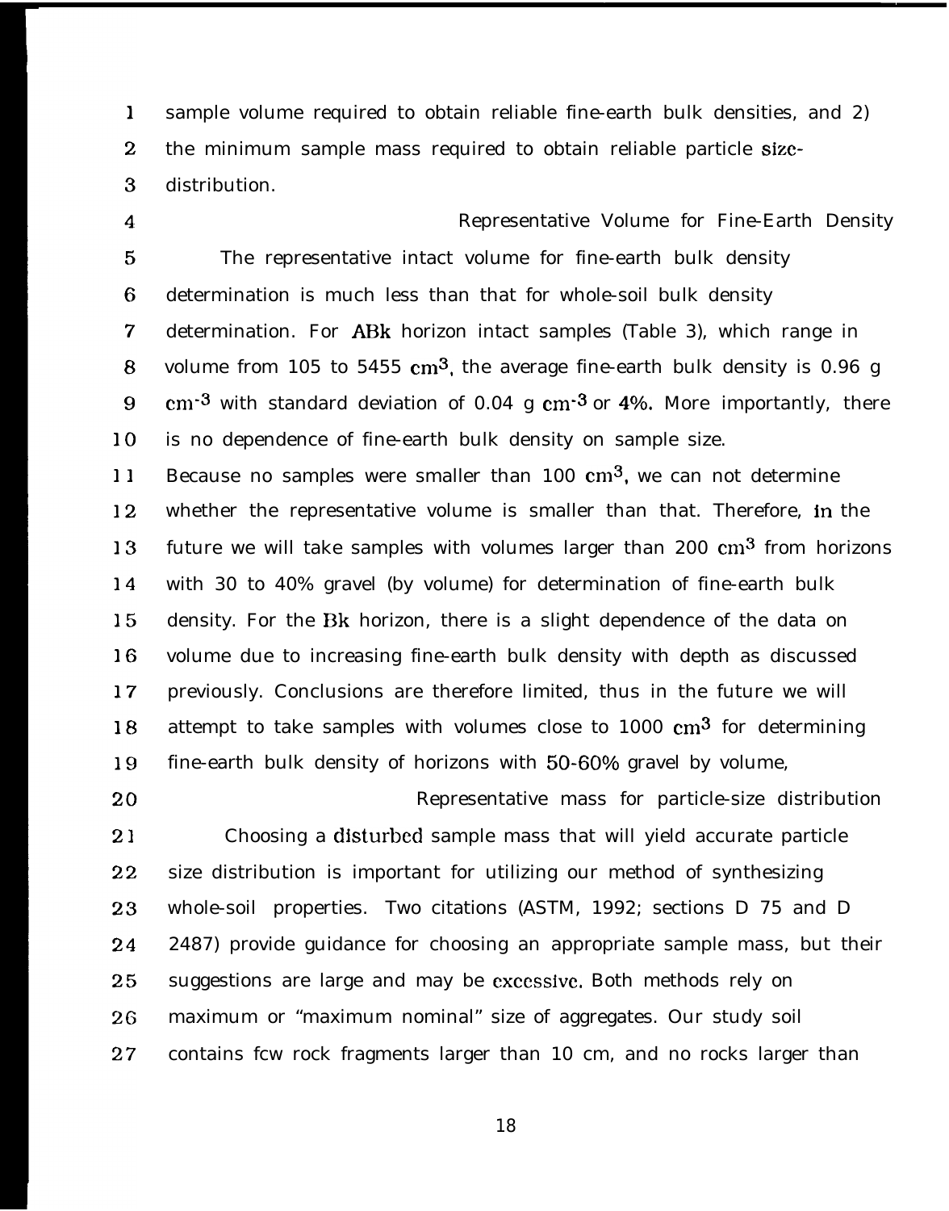sample volume required to obtain reliable fine-earth bulk densities, and 2) the minimum sample mass required to obtain reliable particle size-distribution.

### Representative Volume for Fine-Earth Density

The representative intact volume for fine-earth bulk density determination is much less than that for whole-soil bulk density determination. For ABk horizon intact samples (Table 3), which range in volume from 105 to 5455 $cm^3$, the average fine-earth bulk density is 0.96 g $cm^{-3}$ with standard deviation of 0.04 g $cm^{-3}$ or 4%. More importantly, there is no dependence of fine-earth bulk density on sample size. Because no samples were smaller than 100 $cm^3$, we can not determine whether the representative volume is smaller than that. Therefore, in the future we will take samples with volumes larger than 200 $cm^3$ from horizons with 30 to 40% gravel (by volume) for determination of fine-earth bulk density. For the Bk horizon, there is a slight dependence of the data on volume due to increasing fine-earth bulk density with depth as discussed previously. Conclusions are therefore limited, thus in the future we will attempt to take samples with volumes close to 1000 $cm^3$ for determining fine-earth bulk density of horizons with 50-60% gravel by volume,

### Representative mass for particle-size distribution

Choosing a disturbed sample mass that will yield accurate particle size distribution is important for utilizing our method of synthesizing whole-soil properties. Two citations (ASTM, 1992; sections D 75 and D 2487) provide guidance for choosing an appropriate sample mass, but their suggestions are large and may be excessive. Both methods rely on maximum or "maximum nominal" size of aggregates. Our study soil contains few rock fragments larger than 10 cm, and no rocks larger than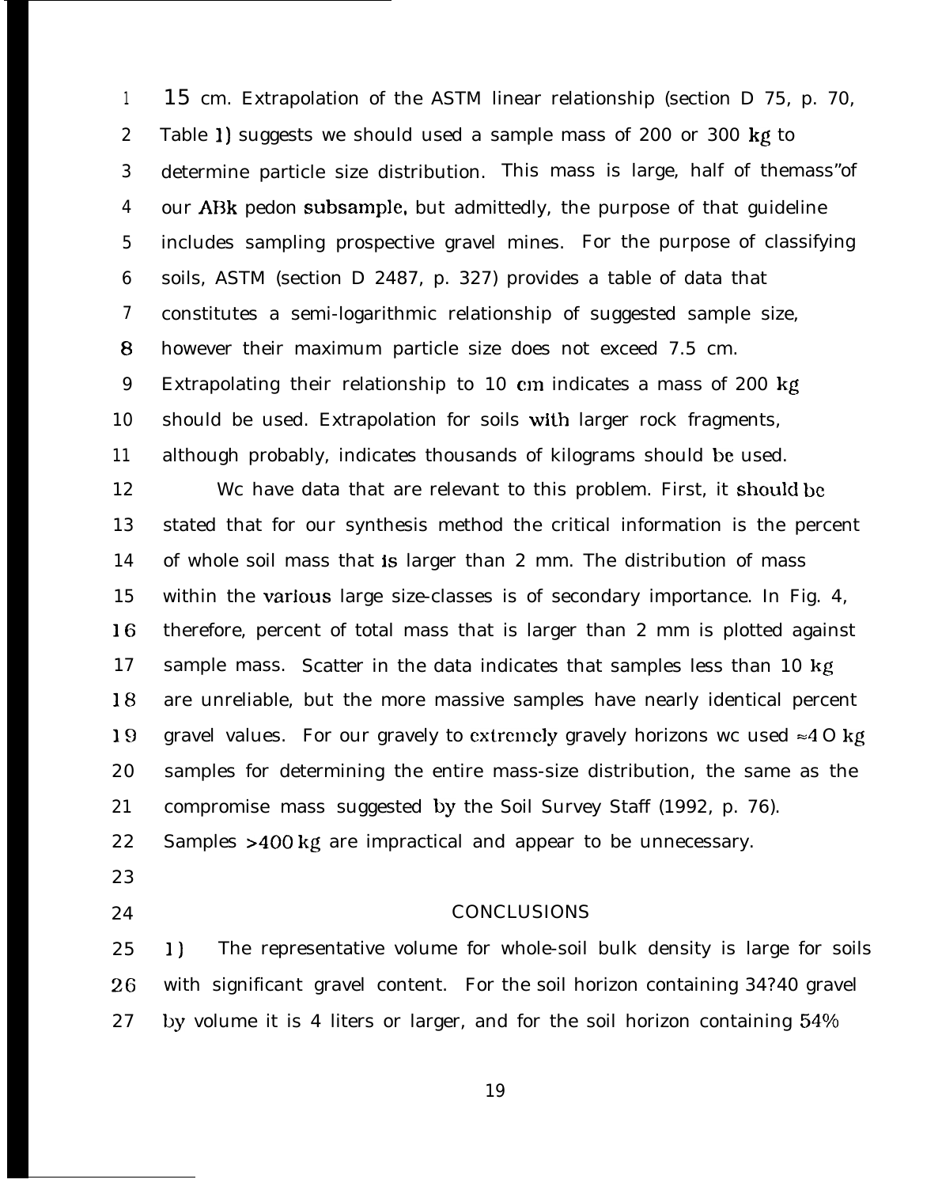15 cm. Extrapolation of the ASTM linear relationship (section D 75, p. 70, Table 1) suggests we should used a sample mass of 200 or 300 kg to determine particle size distribution. This mass is large, half of themass"of our ABk pedon subsample, but admittedly, the purpose of that guideline includes sampling prospective gravel mines. For the purpose of classifying soils, ASTM (section D 2487, p. 327) provides a table of data that constitutes a semi-logarithmic relationship of suggested sample size, however their maximum particle size does not exceed 7.5 cm. Extrapolating their relationship to 10 cm indicates a mass of 200 kg should be used. Extrapolation for soils with larger rock fragments, although probably, indicates thousands of kilograms should be used.

We have data that are relevant to this problem. First, it should be stated that for our synthesis method the critical information is the percent of whole soil mass that is larger than 2 mm. The distribution of mass within the various large size-classes is of secondary importance. In Fig. 4, therefore, percent of total mass that is larger than 2 mm is plotted against sample mass. Scatter in the data indicates that samples less than 10 kg are unreliable, but the more massive samples have nearly identical percent gravel values. For our gravely to extremely gravely horizons we used ≈40 kg samples for determining the entire mass-size distribution, the same as the compromise mass suggested by the Soil Survey Staff (1992, p. 76). Samples >400 kg are impractical and appear to be unnecessary.

## CONCLUSIONS

1) The representative volume for whole-soil bulk density is large for soils with significant gravel content. For the soil horizon containing 34?40 gravel by volume it is 4 liters or larger, and for the soil horizon containing 54%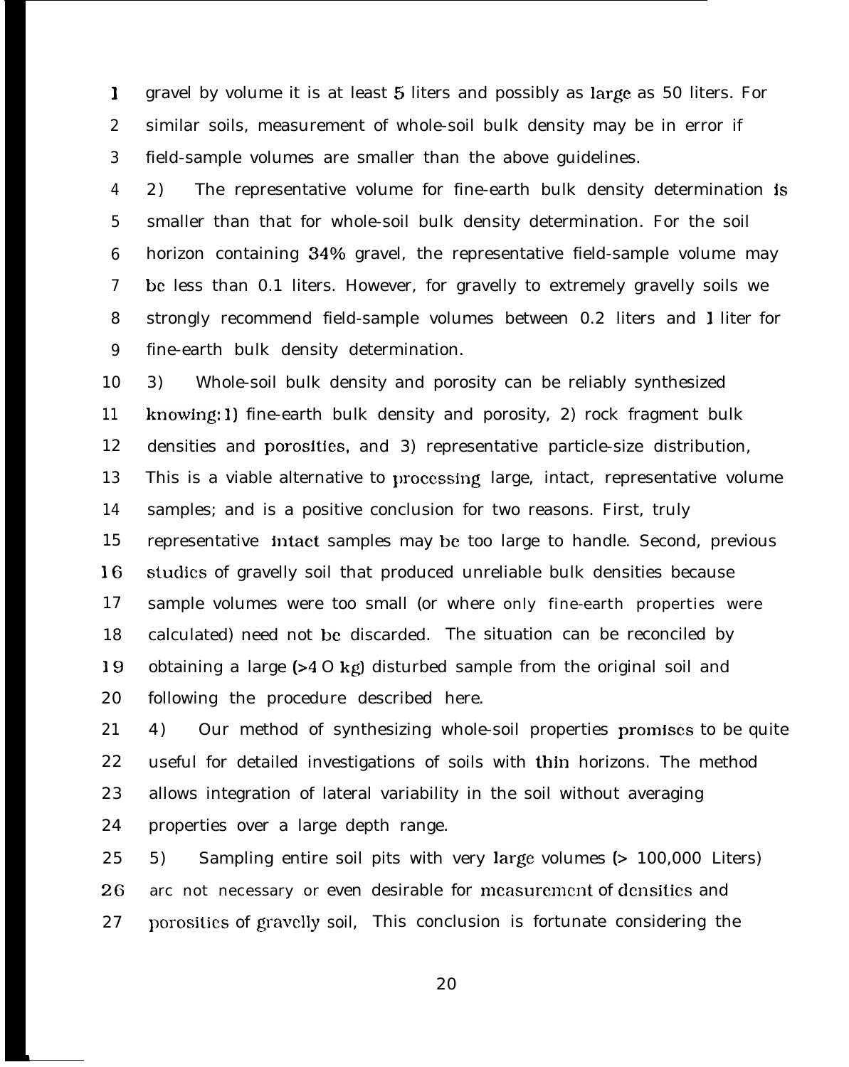gravel by volume it is at least 5 liters and possibly as large as 50 liters. For similar soils, measurement of whole-soil bulk density may be in error if field-sample volumes are smaller than the above guidelines.

2) The representative volume for fine-earth bulk density determination is smaller than that for whole-soil bulk density determination. For the soil horizon containing 34% gravel, the representative field-sample volume may be less than 0.1 liters. However, for gravelly to extremely gravelly soils we strongly recommend field-sample volumes between 0.2 liters and 1 liter for fine-earth bulk density determination.

3) Whole-soil bulk density and porosity can be reliably synthesized knowing: 1) fine-earth bulk density and porosity, 2) rock fragment bulk densities and porosities, and 3) representative particle-size distribution, This is a viable alternative to processing large, intact, representative volume samples; and is a positive conclusion for two reasons. First, truly representative intact samples may be too large to handle. Second, previous studies of gravelly soil that produced unreliable bulk densities because sample volumes were too small (or where only fine-earth properties were calculated) need not be discarded. The situation can be reconciled by obtaining a large (>40 kg) disturbed sample from the original soil and following the procedure described here.

4) Our method of synthesizing whole-soil properties promises to be quite useful for detailed investigations of soils with thin horizons. The method allows integration of lateral variability in the soil without averaging properties over a large depth range.

5) Sampling entire soil pits with very large volumes (> 100,000 Liters) are not necessary or even desirable for measurement of densities and porosities of gravelly soil, This conclusion is fortunate considering the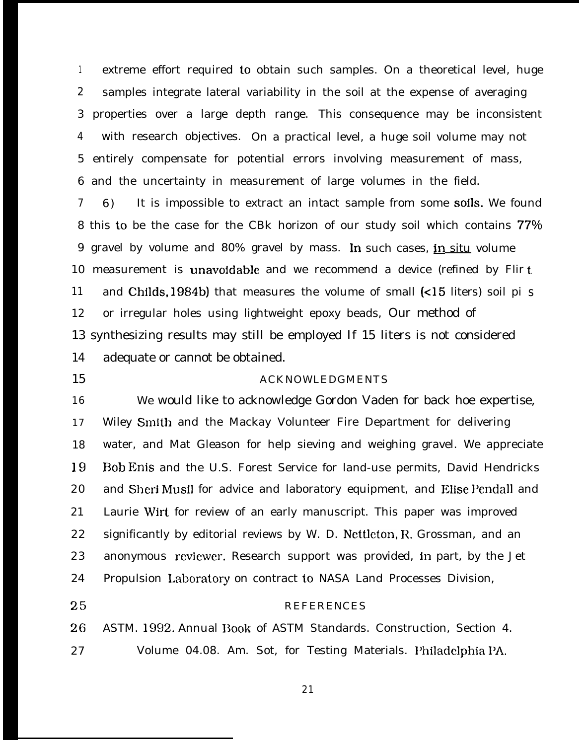extreme effort required to obtain such samples. On a theoretical level, huge samples integrate lateral variability in the soil at the expense of averaging properties over a large depth range. This consequence may be inconsistent with research objectives. On a practical level, a huge soil volume may not entirely compensate for potential errors involving measurement of mass, and the uncertainty in measurement of large volumes in the field.

6) It is impossible to extract an intact sample from some soils. We found this to be the case for the CBk horizon of our study soil which contains 77% gravel by volume and 80% gravel by mass. In such cases, <u>in situ</u> volume measurement is unavoidable and we recommend a device (refined by Flint and Childs, 1984b) that measures the volume of small (<15 liters) soil pits or irregular holes using lightweight epoxy beads, Our method of synthesizing results may still be employed If 15 liters is not considered adequate or cannot be obtained.

## ACKNOWLEDGMENTS

We would like to acknowledge Gordon Vaden for back hoe expertise, Wiley Smith and the Mackay Volunteer Fire Department for delivering water, and Mat Gleason for help sieving and weighing gravel. We appreciate Bob Enis and the U.S. Forest Service for land-use permits, David Hendricks and Sheri Musil for advice and laboratory equipment, and Elise Pendall and Laurie Wirt for review of an early manuscript. This paper was improved significantly by editorial reviews by W. D. Nettleton, R. Grossman, and an anonymous reviewer. Research support was provided, in part, by the Jet Propulsion Laboratory on contract to NASA Land Processes Division,

## REFERENCES

ASTM. 1992. Annual Book of ASTM Standards. Construction, Section 4. Volume 04.08. Am. Sot, for Testing Materials. Philadelphia PA.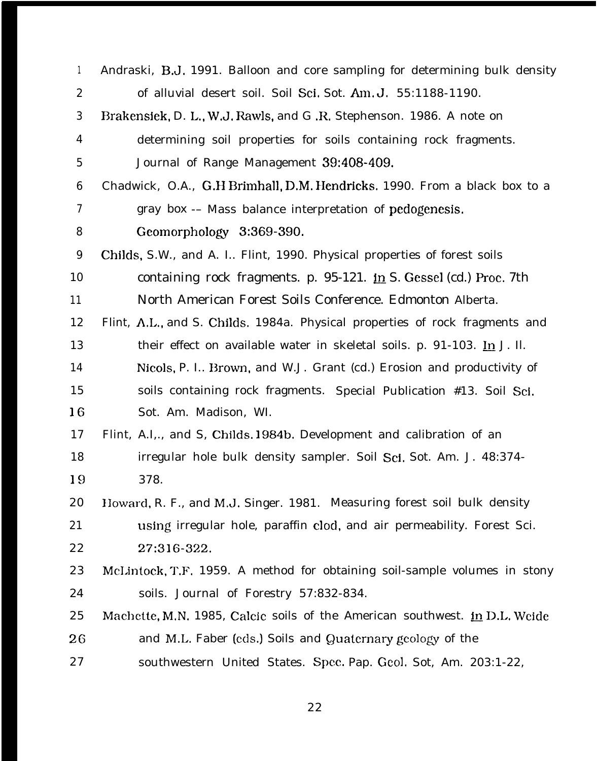Andraski, B.J. 1991. Balloon and core sampling for determining bulk density of alluvial desert soil. Soil Sci. Sot. Am. J. 55:1188-1190.

Brakensiek, D. L., W.J. Rawls, and G .R. Stephenson. 1986. A note on determining soil properties for soils containing rock fragments. Journal of Range Management 39:408-409.

Chadwick, O.A., G.H Brimhall, D.M. Hendricks. 1990. From a black box to a gray box -- Mass balance interpretation of pedogenesis. Geomorphology 3:369-390.

Childs, S.W., and A. I.. Flint, 1990. Physical properties of forest soils containing rock fragments. p. 95-121. in S. Gessel (cd.) Proc. 7th North American Forest Soils Conference. Edmonton Alberta.

Flint, A.L., and S. Childs. 1984a. Physical properties of rock fragments and their effect on available water in skeletal soils. p. 91-103. In J. Il. Nicols, P. I.. Brown, and W.J. Grant (cd.) Erosion and productivity of soils containing rock fragments. Special Publication #13. Soil Sci. Sot. Am. Madison, WI.

Flint, A.I,., and S, Childs. 1984b. Development and calibration of an irregular hole bulk density sampler. Soil Sci. Sot. Am. J. 48:374-378.

Howard, R. F., and M.J. Singer. 1981. Measuring forest soil bulk density using irregular hole, paraffin clod, and air permeability. Forest Sci. 27:316-322.

McLintock, T.F. 1959. A method for obtaining soil-sample volumes in stony soils. Journal of Forestry 57:832-834.

Machette, M.N. 1985, Calcic soils of the American southwest. in D.L. Weide and M.L. Faber (eds.) Soils and Quaternary geology of the southwestern United States. Spec. Pap. Geol. Sot, Am. 203:1-22,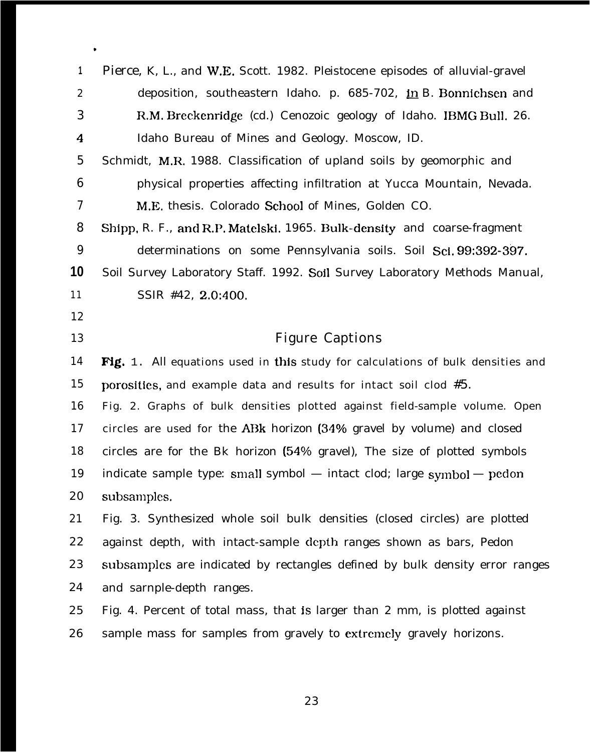Pierce, K, L., and W.E. Scott. 1982. Pleistocene episodes of alluvial-gravel deposition, southeastern Idaho. p. 685-702, in B. Bonnichsen and R.M. Breckenridge (cd.) Cenozoic geology of Idaho. IBMG Bull. 26. Idaho Bureau of Mines and Geology. Moscow, ID.

Schmidt, M.R. 1988. Classification of upland soils by geomorphic and physical properties affecting infiltration at Yucca Mountain, Nevada. M.E. thesis. Colorado School of Mines, Golden CO.

Shipp, R. F., and R.P. Matelski. 1965. Bulk-density and coarse-fragment determinations on some Pennsylvania soils. Soil Sci. 99:392-397.

Soil Survey Laboratory Staff. 1992. Soil Survey Laboratory Methods Manual, SSIR #42, 2.0:400.

## Figure Captions

**Fig.** 1. All equations used in this study for calculations of bulk densities and porosities, and example data and results for intact soil clod #5.

Fig. 2. Graphs of bulk densities plotted against field-sample volume. Open circles are used for the ABk horizon (34% gravel by volume) and closed circles are for the Bk horizon (54% gravel), The size of plotted symbols indicate sample type: small symbol — intact clod; large symbol — pedon subsamples.

Fig. 3. Synthesized whole soil bulk densities (closed circles) are plotted against depth, with intact-sample depth ranges shown as bars, Pedon subsamples are indicated by rectangles defined by bulk density error ranges and sarnple-depth ranges.

Fig. 4. Percent of total mass, that is larger than 2 mm, is plotted against sample mass for samples from gravely to extremely gravely horizons.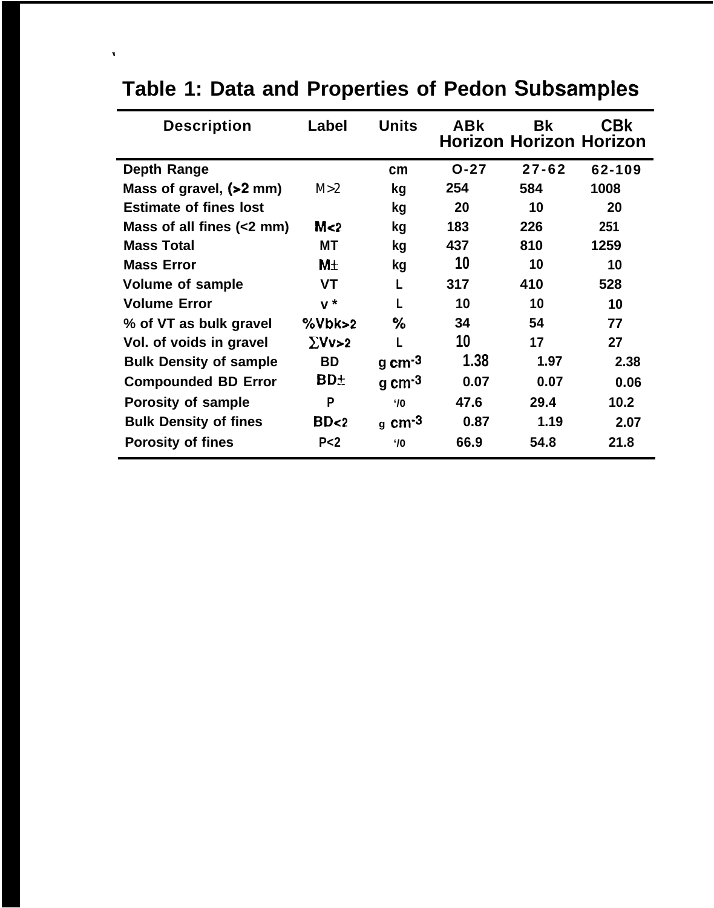## Table 1: Data and Properties of Pedon Subsamples

| Description | Label | Units | ABk Horizon | Bk Horizon | CBk Horizon |
|---|---|---|---|---|---|
| Depth Range | | cm | O-27 | 27-62 | 62-109 |
| Mass of gravel, (>2 mm) | M>2 | kg | 254 | 584 | 1008 |
| Estimate of fines lost | | kg | 20 | 10 | 20 |
| Mass of all fines (<2 mm) | M<2 | kg | 183 | 226 | 251 |
| Mass Total | MT | kg | 437 | 810 | 1259 |
| Mass Error | M± | kg | 10 | 10 | 10 |
| Volume of sample | VT | L | 317 | 410 | 528 |
| Volume Error | v * | L | 10 | 10 | 10 |
| % of VT as bulk gravel | %Vbk>2 | % | 34 | 54 | 77 |
| Vol. of voids in gravel | ∑Vv>2 | L | 10 | 17 | 27 |
| Bulk Density of sample | BD | g $cm^{-3}$ | 1.38 | 1.97 | 2.38 |
| Compounded BD Error | BD± | g $cm^{-3}$ | 0.07 | 0.07 | 0.06 |
| Porosity of sample | P | '/0 | 47.6 | 29.4 | 10.2 |
| Bulk Density of fines | BD<2 | g $cm^{-3}$ | 0.87 | 1.19 | 2.07 |
| Porosity of fines | P<2 | '/0 | 66.9 | 54.8 | 21.8 |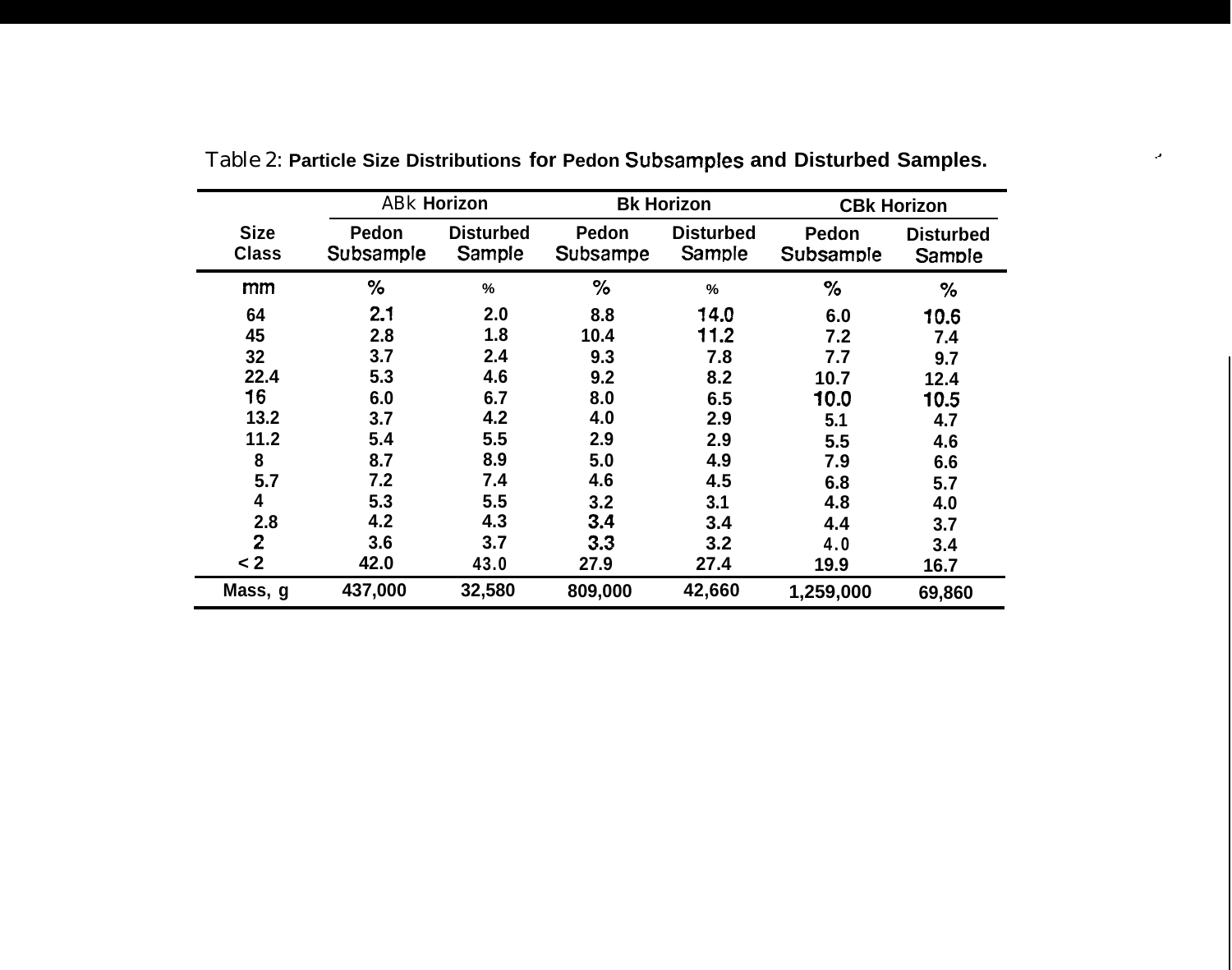Table 2: **Particle Size Distributions for Pedon Subsamples and Disturbed Samples.**

| Size Class | ABk Horizon | | Bk Horizon | | CBk Horizon | |
|---|---|---|---|---|---|---|
| | Pedon Subsample | Disturbed Sample | Pedon Subsampe | Disturbed Sample | Pedon Subsample | Disturbed Sample |
| mm | % | % | % | % | % | % |
| 64 | 2.1 | 2.0 | 8.8 | 14.0 | 6.0 | 10.6 |
| 45 | 2.8 | 1.8 | 10.4 | 11.2 | 7.2 | 7.4 |
| 32 | 3.7 | 2.4 | 9.3 | 7.8 | 7.7 | 9.7 |
| 22.4 | 5.3 | 4.6 | 9.2 | 8.2 | 10.7 | 12.4 |
| 16 | 6.0 | 6.7 | 8.0 | 6.5 | 10.0 | 10.5 |
| 13.2 | 3.7 | 4.2 | 4.0 | 2.9 | 5.1 | 4.7 |
| 11.2 | 5.4 | 5.5 | 2.9 | 2.9 | 5.5 | 4.6 |
| 8 | 8.7 | 8.9 | 5.0 | 4.9 | 7.9 | 6.6 |
| 5.7 | 7.2 | 7.4 | 4.6 | 4.5 | 6.8 | 5.7 |
| 4 | 5.3 | 5.5 | 3.2 | 3.1 | 4.8 | 4.0 |
| 2.8 | 4.2 | 4.3 | 3.4 | 3.4 | 4.4 | 3.7 |
| 2 | 3.6 | 3.7 | 3.3 | 3.2 | 4.0 | 3.4 |
| < 2 | 42.0 | 43.0 | 27.9 | 27.4 | 19.9 | 16.7 |
| Mass, g | 437,000 | 32,580 | 809,000 | 42,660 | 1,259,000 | 69,860 |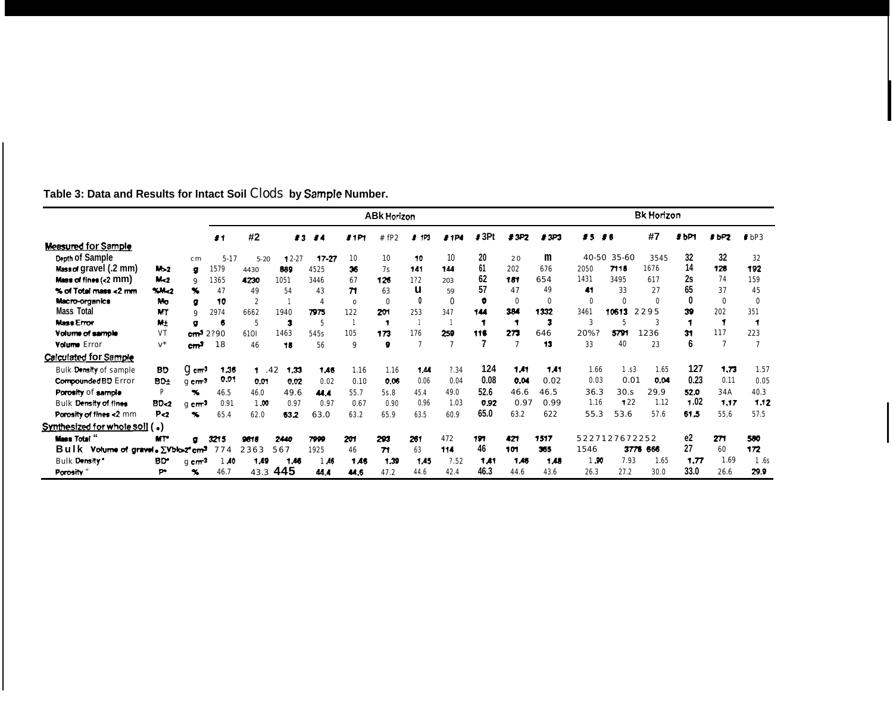**Table 3: Data and Results for Intact Soil Clods by Sample Number.**

| | | | ABk Horizon | | | | | | | | | | | | Bk Horizon | | | | | |
|---|---|---|---|---|---|---|---|---|---|---|---|---|---|---|---|---|---|---|---|---|
| | | | #1 | #2 | #3 | #4 | #1P1 | #fP2 | #1P3 | #1P4 | #3Pt | #3P2 | #3P3 | #5 | #6 | #7 | #bP1 | #bP2 | #bP3 |
| **Measured for Sample** | | | | | | | | | | | | | | | | | | | |
| Depth of Sample | | cm | 5-17 | 5-20 | 12-27 | 17-27 | 10 | 10 | 10 | 10 | 20 | 20 | m | 40-50 | 35-60 | 3545 | 32 | 32 | 32 |
| Mass of gravel (.2 mm) | M>2 | g | 1579 | 4430 | 889 | 4525 | 36 | 7s | 141 | 144 | 61 | 202 | 676 | 2050 | 7118 | 1676 | 14 | 128 | 192 |
| Mass of fines (<2 mm) | M<2 | 9 | 1365 | 4230 | 1051 | 3446 | 67 | 126 | 1?2 | 203 | 62 | 181 | 654 | 1431 | 3495 | 617 | 2s | 74 | 159 |
| % of Total mass <2 mm | %M<2 | % | 47 | 49 | 54 | 43 | 71 | 63 | U | 59 | 57 | 47 | 49 | 41 | 33 | 27 | 65 | 37 | 45 |
| Macro-organics | Mo | g | 10 | 2 | 1 | 4 | o | 0 | 0 | 0 | 0 | 0 | 0 | 0 | 0 | 0 | 0 | 0 | 0 |
| Mass Total | MT | 9 | 2974 | 6662 | 1940 | 7975 | 122 | 201 | 253 | 347 | 144 | 384 | 1332 | 3461 | 10613 | 2295 | 39 | 202 | 351 |
| Mass Error | M± | g | 6 | 5 | 3 | 5 | 1 | 1 | 1 | 1 | 1 | 1 | 3 | 3 | 5 | 3 | 1 | 1 | 1 |
| Volume of sample | VT | cm³ | 2?90 | 610l | 1463 | 545s | 105 | 173 | 176 | 259 | 116 | 273 | 646 | 20%? | 5791 | 1236 | 31 | 117 | 223 |
| Volume Error | v* | cm³ | 18 | 46 | 18 | 56 | 9 | 9 | 7 | 7 | 7 | 7 | 13 | 33 | 40 | 23 | 6 | 7 | 7 |
| **Calculated for Sample** | | | | | | | | | | | | | | | | | | | |
| Bulk Density of sample | BD | g cm⁻³ | 1.36 | 1.42 | 1.33 | 1.46 | 1.16 | 1.16 | 1.44 | ?.34 | 124 | 1.41 | 1.41 | 1.66 | 1.s3 | 1.65 | 127 | 1.73 | 1.57 |
| Compounded BD Error | BD± | g cm⁻³ | 0.01 | 0.01 | 0.02 | 0.02 | 0.10 | 0.06 | 0.06 | 0.04 | 0.08 | 0.04 | 0.02 | 0.03 | 0.01 | 0.04 | 0.23 | 0.11 | 0.05 |
| Porosity of sample | P | % | 46.5 | 46.0 | 49.6 | 44.4 | 55.7 | 5s.8 | 45.4 | 49.0 | 52.6 | 46.6 | 46.5 | 36.3 | 30.s | 29.9 | 52.0 | 34A | 40.3 |
| Bulk Density of fines | BD<2 | g cm⁻³ | 0.91 | 1.00 | 0.97 | 0.97 | 0.67 | 0.90 | 0.96 | 1.03 | 0.92 | 0.97 | 0.99 | 1.16 | 122 | 1.12 | 1.02 | 1.17 | 1.12 |
| Porosity of fines <2 mm | P<2 | % | 65.4 | 62.0 | 63.2 | 63.0 | 63.2 | 65.9 | 63.5 | 60.9 | 65.0 | 63.2 | 622 | 55.3 | 53.6 | 57.6 | 61.5 | 55,6 | 57.5 |
| **Synthesized for whole soil (•)** | | | | | | | | | | | | | | | | | | | |
| Mass Total • | MT• | g | 3215 | 9618 | 2440 | 7999 | 201 | 293 | 261 | 472 | 191 | 421 | 1517 | 5227 | 12767 | 2252 | e2 | 271 | 580 |
| Bulk Volume of gravel • ΣVbk>2• | | cm³ | 774 | 2363 | 567 | 1925 | 46 | 71 | 63 | 114 | 46 | 101 | 365 | 1546 | 3776 | 666 | 27 | 60 | 172 |
| Bulk Density • | BD• | g cm⁻³ | 1.40 | 1.49 | 1.46 | 1.46 | 1.46 | 1.39 | 1.45 | ?.52 | 1.41 | 1.46 | 1.48 | 1.90 | 7.93 | 1.65 | 1.77 | 1.69 | 1.6s |
| Porosity • | P• | % | 46.7 | 43.3 | 445 | 44.4 | 44.6 | 47.2 | 44.6 | 42.4 | 46.3 | 44.6 | 43.6 | 26.3 | 27.2 | 30.0 | 33.0 | 26.6 | 29.9 |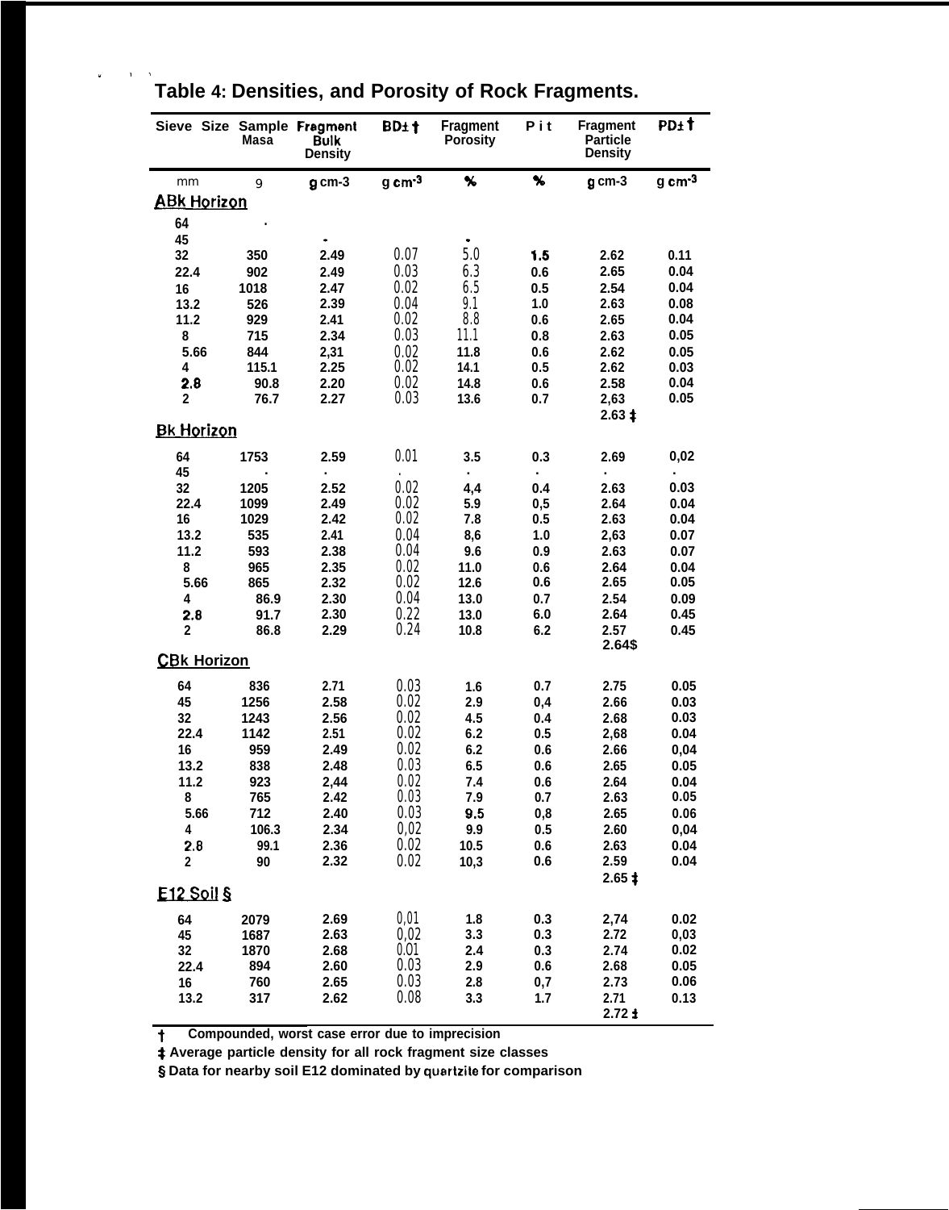# Table 4: Densities, and Porosity of Rock Fragments.

| Sieve Size | Sample Masa | Fragment Bulk Density | BD± † | Fragment Porosity | P i t | Fragment Particle Density | PD± † |
|---|---|---|---|---|---|---|---|
| mm | 9 | g cm-3 | g cm-3 | % | % | g cm-3 | g cm-3 |
| **ABk Horizon** | | | | | | | |
| 64 | . | | | | | | |
| 45 | | - | | - | | | |
| 32 | 350 | 2.49 | 0.07 | 5.0 | 1.5 | 2.62 | 0.11 |
| 22.4 | 902 | 2.49 | 0.03 | 6.3 | 0.6 | 2.65 | 0.04 |
| 16 | 1018 | 2.47 | 0.02 | 6.5 | 0.5 | 2.54 | 0.04 |
| 13.2 | 526 | 2.39 | 0.04 | 9.1 | 1.0 | 2.63 | 0.08 |
| 11.2 | 929 | 2.41 | 0.02 | 8.8 | 0.6 | 2.65 | 0.04 |
| 8 | 715 | 2.34 | 0.03 | 11.1 | 0.8 | 2.63 | 0.05 |
| 5.66 | 844 | 2,31 | 0.02 | 11.8 | 0.6 | 2.62 | 0.05 |
| 4 | 115.1 | 2.25 | 0.02 | 14.1 | 0.5 | 2.62 | 0.03 |
| 2.8 | 90.8 | 2.20 | 0.02 | 14.8 | 0.6 | 2.58 | 0.04 |
| 2 | 76.7 | 2.27 | 0.03 | 13.6 | 0.7 | 2,63 | 0.05 |
| | | | | | | 2.63 ‡ | |
| **Bk Horizon** | | | | | | | |
| 64 | 1753 | 2.59 | 0.01 | 3.5 | 0.3 | 2.69 | 0,02 |
| 45 | . | . | . | . | . | . | . |
| 32 | 1205 | 2.52 | 0.02 | 4,4 | 0.4 | 2.63 | 0.03 |
| 22.4 | 1099 | 2.49 | 0.02 | 5.9 | 0,5 | 2.64 | 0.04 |
| 16 | 1029 | 2.42 | 0.02 | 7.8 | 0.5 | 2.63 | 0.04 |
| 13.2 | 535 | 2.41 | 0.04 | 8,6 | 1.0 | 2,63 | 0.07 |
| 11.2 | 593 | 2.38 | 0.04 | 9.6 | 0.9 | 2.63 | 0.07 |
| 8 | 965 | 2.35 | 0.02 | 11.0 | 0.6 | 2.64 | 0.04 |
| 5.66 | 865 | 2.32 | 0.02 | 12.6 | 0.6 | 2.65 | 0.05 |
| 4 | 86.9 | 2.30 | 0.04 | 13.0 | 0.7 | 2.54 | 0.09 |
| 2.8 | 91.7 | 2.30 | 0.22 | 13.0 | 6.0 | 2.64 | 0.45 |
| 2 | 86.8 | 2.29 | 0.24 | 10.8 | 6.2 | 2.57 | 0.45 |
| | | | | | | 2.64$ | |
| **CBk Horizon** | | | | | | | |
| 64 | 836 | 2.71 | 0.03 | 1.6 | 0.7 | 2.75 | 0.05 |
| 45 | 1256 | 2.58 | 0.02 | 2.9 | 0,4 | 2.66 | 0.03 |
| 32 | 1243 | 2.56 | 0.02 | 4.5 | 0.4 | 2.68 | 0.03 |
| 22.4 | 1142 | 2.51 | 0.02 | 6.2 | 0.5 | 2,68 | 0.04 |
| 16 | 959 | 2.49 | 0.02 | 6.2 | 0.6 | 2.66 | 0,04 |
| 13.2 | 838 | 2.48 | 0.03 | 6.5 | 0.6 | 2.65 | 0.05 |
| 11.2 | 923 | 2,44 | 0.02 | 7.4 | 0.6 | 2.64 | 0.04 |
| 8 | 765 | 2.42 | 0.03 | 7.9 | 0.7 | 2.63 | 0.05 |
| 5.66 | 712 | 2.40 | 0.03 | 9.5 | 0,8 | 2.65 | 0.06 |
| 4 | 106.3 | 2.34 | 0,02 | 9.9 | 0.5 | 2.60 | 0,04 |
| 2.8 | 99.1 | 2.36 | 0.02 | 10.5 | 0.6 | 2.63 | 0.04 |
| 2 | 90 | 2.32 | 0.02 | 10,3 | 0.6 | 2.59 | 0.04 |
| | | | | | | 2.65 ‡ | |
| **E12 Soil §** | | | | | | | |
| 64 | 2079 | 2.69 | 0,01 | 1.8 | 0.3 | 2,74 | 0.02 |
| 45 | 1687 | 2.63 | 0,02 | 3.3 | 0.3 | 2.72 | 0,03 |
| 32 | 1870 | 2.68 | 0.01 | 2.4 | 0.3 | 2.74 | 0.02 |
| 22.4 | 894 | 2.60 | 0.03 | 2.9 | 0.6 | 2.68 | 0.05 |
| 16 | 760 | 2.65 | 0.03 | 2.8 | 0,7 | 2.73 | 0.06 |
| 13.2 | 317 | 2.62 | 0.08 | 3.3 | 1.7 | 2.71 | 0.13 |
| | | | | | | 2.72 ‡ | |

† Compounded, worst case error due to imprecision

‡ Average particle density for all rock fragment size classes

§ Data for nearby soil E12 dominated by quartzite for comparison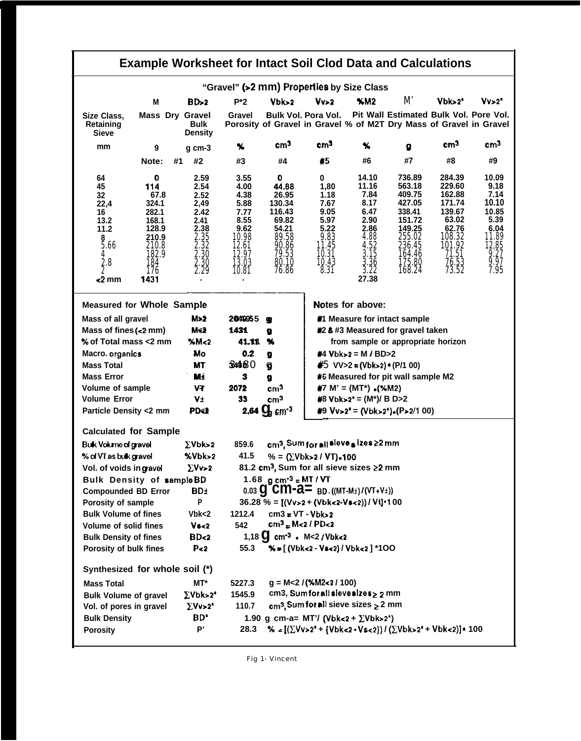# Example Worksheet for Intact Soil Clod Data and Calculations

## "Gravel" (>2 mm) Properties by Size Class

| | M | $BD_{>2}$ | $P_{>2}$ | $Vbk_{>2}$ | $Vv_{>2}$ | $\%M2$ | M' | $Vbk_{>2}$* | $Vv_{>2}$* |
|---|---|---|---|---|---|---|---|---|---|
| Size Class, Retaining Sieve | Mass Dry | Gravel Bulk Density | Gravel Porosity | Bulk Vol. of Gravel | Pora Vol. in Gravel | Pit Wall % of M2T | Estimated Dry Mass | Bulk Vol. of Gravel | Pore Vol. in Gravel |
| mm | g | g cm-3 | % | cm³ | cm³ | % | g | cm³ | cm³ |
| | Note: #1 | #2 | #3 | #4 | #5 | #6 | #7 | #8 | #9 |
| 64 | 0 | 2.59 | 3.55 | 0 | 0 | 14.10 | 736.89 | 284.39 | 10.09 |
| 45 | 114 | 2.54 | 4.00 | 44.88 | 1,80 | 11.16 | 563.18 | 229.60 | 9.18 |
| 32 | 67.8 | 2.52 | 4.38 | 26.95 | 1.18 | 7.84 | 409.75 | 162.88 | 7.14 |
| 22,4 | 324.1 | 2,49 | 5.88 | 130.34 | 7.67 | 8.17 | 427.05 | 171.74 | 10.10 |
| 16 | 282.1 | 2.42 | 7.77 | 116.43 | 9.05 | 6.47 | 338.41 | 139.67 | 10.85 |
| 13.2 | 168.1 | 2.41 | 8.55 | 69.82 | 5.97 | 2.90 | 151.72 | 63.02 | 5.39 |
| 11.2 | 128.9 | 2.38 | 9.62 | 54.21 | 5.22 | 2.86 | 149.25 | 62.76 | 6.04 |
| 8 | 210.9 | 2.35 | 10.98 | 89.58 | 9.83 | 4.88 | 255.02 | 108.32 | 11.89 |
| 5.66 | 210.8 | 2.32 | 12.61 | 90.86 | 11.45 | 4.52 | 236.45 | 101.92 | 12,85 |
| 4 | 182.9 | 2.30 | 12.97 | 79.53 | 10.31 | 3.15 | 164.46 | 71.51 | 9.27 |
| 2.8 | 184 | 2.30 | 13.03 | 80.10 | 10.43 | 3.36 | 175.80 | 76.53 | 9.97 |
| 2 | 176 | 2.29 | 10.81 | 76.86 | 8.31 | 3.22 | 168.24 | 73.52 | 7.95 |
| <2 mm | 1431 | . | . | | | 27.38 | | | |

### Measured for Whole Sample

| | | | |
|---|---|---|---|
| Mass of all gravel | $M_{>2}$ | 2049.5 | g |
| Mass of fines (<2 mm) | $M_{<2}$ | 1431 | g |
| % of Total mass <2 mm | $\%M_{<2}$ | 41.11 | % |
| Macro. organics | Mo | 0.2 | g |
| Mass Total | MT | 3480 | g |
| Mass Error | M± | 3 | g |
| Volume of sample | VT | 2072 | cm³ |
| Volume Error | V± | 33 | cm³ |
| Particle Density <2 mm | $PD_{<2}$ | 2,64 | g cm⁻³ |

### Notes for above:

- #1 Measure for intact sample
- #2 & #3 Measured for gravel taken from sample or appropriate horizon
- #4 $Vbk_{>2} = M / BD_{>2}$
- #5 $Vv_{>2} = (Vbk_{>2}) \cdot (P/100)$
- #6 Measured for pit wall sample M2
- #7 $M' = (MT^*) \cdot (\%M2)$
- #8 $Vbk_{>2}^* = (M^*) / BD_{>2}$
- #9 $Vv_{>2}^* = (Vbk_{>2}^*) \cdot (P_{>2}/100)$

### Calculated for Sample

| | | | |
|---|---|---|---|
| Bulk Volume of gravel | $\sum Vbk_{>2}$ | 859.6 | cm³, Sum for all sieve sizes ≥2 mm |
| % of VT as bulk gravel | $\%Vbk_{>2}$ | 41.5 | $\% = (\sum Vbk_{>2} / VT) \cdot 100$ |
| Vol. of voids in gravel | $\sum Vv_{>2}$ | 81.2 | cm³, Sum for all sieve sizes ≥2 mm |
| Bulk Density of sample | BD | 1.68 | g cm⁻³ = MT / VT |
| Compounded BD Error | BD± | 0.03 | g cm⁻³ = $BD \cdot ((MT\text{-}M\pm)/(VT+V\pm))$ |
| Porosity of sample | P | 36.28 | $\% = [(Vv_{>2} + (Vbk_{<2} - Vs_{<2})) / Vt] \cdot 100$ |
| Bulk Volume of fines | $Vbk_{<2}$ | 1212.4 | cm3 = $VT - Vbk_{>2}$ |
| Volume of solid fines | $Vs_{<2}$ | 542 | cm³ = $M_{<2} / PD_{<2}$ |
| Bulk Density of fines | $BD_{<2}$ | 1,18 | g cm⁻³ = $M_{<2} / Vbk_{<2}$ |
| Porosity of bulk fines | $P_{<2}$ | 55.3 | $\% = [(Vbk_{<2} - Vs_{<2}) / Vbk_{<2}] \cdot 100$ |

### Synthesized for whole soil (*)

| | | | |
|---|---|---|---|
| Mass Total | MT* | 5227.3 | g = $M_{<2} / (\%M2_{<2} / 100)$ |
| Bulk Volume of gravel | $\sum Vbk_{>2}^*$ | 1545.9 | cm3, Sum for all sieve sizes ≥ 2 mm |
| Vol. of pores in gravel | $\sum Vv_{>2}^*$ | 110.7 | cm³, Sum for all sieve sizes ≥ 2 mm |
| Bulk Density | BD* | 1.90 | g cm⁻³ = $MT^* / (Vbk_{<2} + \sum Vbk_{>2}^*)$ |
| Porosity | P* | 28.3 | $\% = [(\sum Vv_{>2}^* + (Vbk_{<2} - Vs_{<2})) / (\sum Vbk_{>2}^* + Vbk_{<2})] \cdot 100$ |

Fig 1- Vincent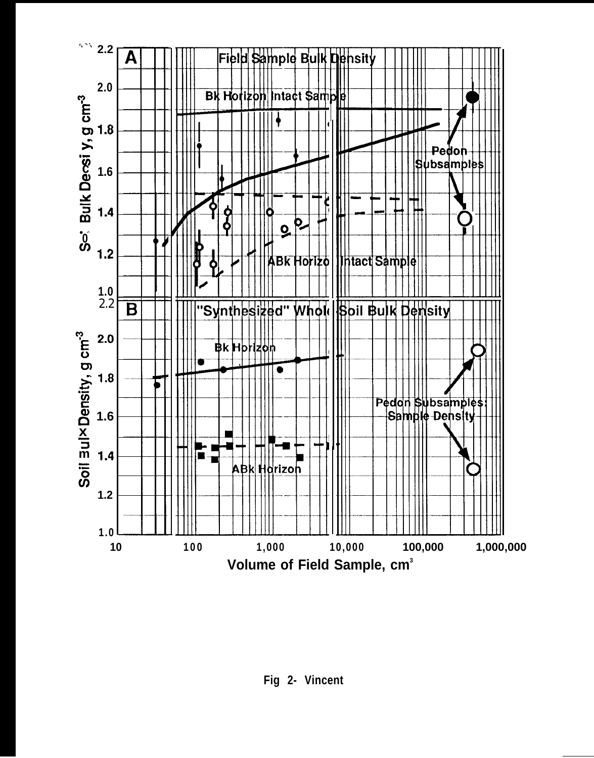Fig 2- Vincent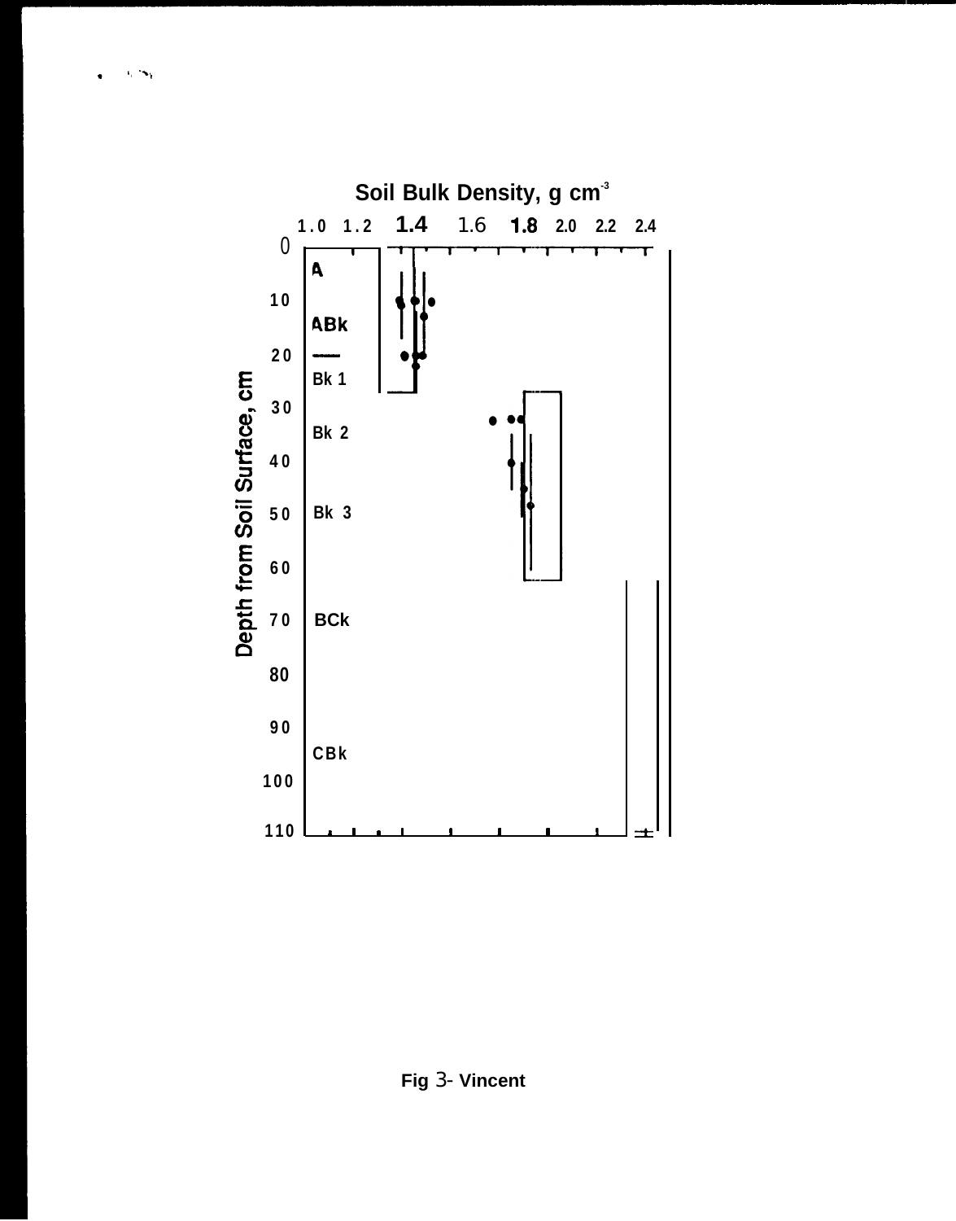Soil Bulk Density, g cm$^{-3}$

1.0 1.2 1.4 1.6 1.8 2.0 2.2 2.4

Depth from Soil Surface, cm

0
10
20
30
40
50
60
70
80
90
100
110

A
ABk
Bk 1
Bk 2
Bk 3
BCk
CBk

Fig 3- Vincent